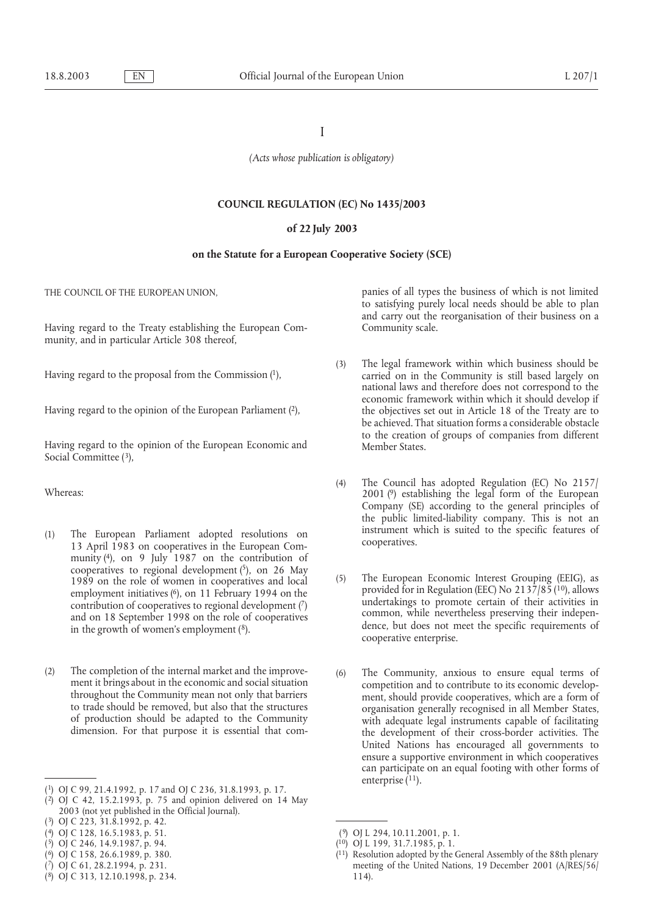I

*(Acts whose publication is obligatory)*

**COUNCIL REGULATION (EC) No 1435/2003**

**of 22 July 2003**

**on the Statute for a European Cooperative Society (SCE)**

THE COUNCIL OF THE EUROPEAN UNION,

Having regard to the Treaty establishing the European Community, and in particular Article 308 thereof,

Having regard to the proposal from the Commission [1],

Having regard to the opinion of the European Parliament [2],

Having regard to the opinion of the European Economic and Social Committee [3],

Whereas:

(1) The European Parliament adopted resolutions on 13 April 1983 on cooperatives in the European Community [4], on 9 July 1987 on the contribution of cooperatives to regional development [5], on 26 May 1989 on the role of women in cooperatives and local employment initiatives [6], on 11 February 1994 on the contribution of cooperatives to regional development [7] and on 18 September 1998 on the role of cooperatives in the growth of women's employment [8].

(2) The completion of the internal market and the improvement it brings about in the economic and social situation throughout the Community mean not only that barriers to trade should be removed, but also that the structures of production should be adapted to the Community dimension. For that purpose it is essential that companies of all types the business of which is not limited to satisfying purely local needs should be able to plan and carry out the reorganisation of their business on a Community scale.

(3) The legal framework within which business should be carried on in the Community is still based largely on national laws and therefore does not correspond to the economic framework within which it should develop if the objectives set out in Article 18 of the Treaty are to be achieved. That situation forms a considerable obstacle to the creation of groups of companies from different Member States.

(4) The Council has adopted Regulation (EC) No 2157/2001 [9] establishing the legal form of the European Company (SE) according to the general principles of the public limited-liability company. This is not an instrument which is suited to the specific features of cooperatives.

(5) The European Economic Interest Grouping (EEIG), as provided for in Regulation (EEC) No 2137/85 [10], allows undertakings to promote certain of their activities in common, while nevertheless preserving their independence, but does not meet the specific requirements of cooperative enterprise.

(6) The Community, anxious to ensure equal terms of competition and to contribute to its economic development, should provide cooperatives, which are a form of organisation generally recognised in all Member States, with adequate legal instruments capable of facilitating the development of their cross-border activities. The United Nations has encouraged all governments to ensure a supportive environment in which cooperatives can participate on an equal footing with other forms of enterprise [11].

---

[1] OJ C 99, 21.4.1992, p. 17 and OJ C 236, 31.8.1993, p. 17.

[2] OJ C 42, 15.2.1993, p. 75 and opinion delivered on 14 May 2003 (not yet published in the Official Journal).

[3] OJ C 223, 31.8.1992, p. 42.

[4] OJ C 128, 16.5.1983, p. 51.

[5] OJ C 246, 14.9.1987, p. 94.

[6] OJ C 158, 26.6.1989, p. 380.

[7] OJ C 61, 28.2.1994, p. 231.

[8] OJ C 313, 12.10.1998, p. 234.

[9] OJ L 294, 10.11.2001, p. 1.

[10] OJ L 199, 31.7.1985, p. 1.

[11] Resolution adopted by the General Assembly of the 88th plenary meeting of the United Nations, 19 December 2001 (A/RES/56/114).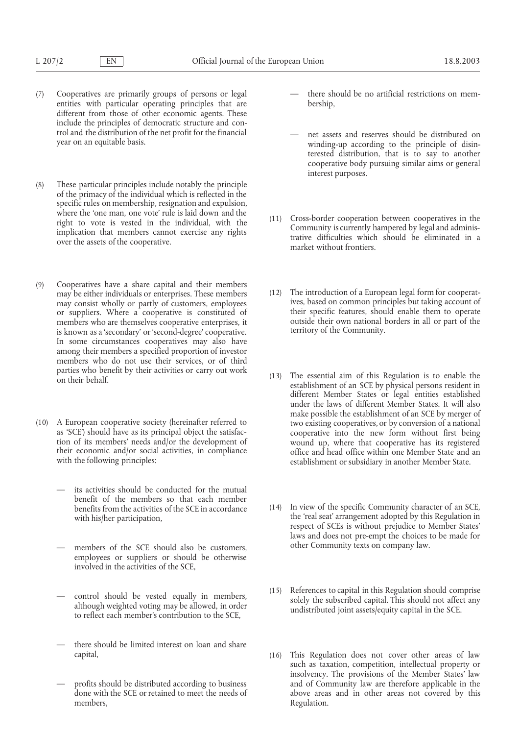(7) Cooperatives are primarily groups of persons or legal entities with particular operating principles that are different from those of other economic agents. These include the principles of democratic structure and control and the distribution of the net profit for the financial year on an equitable basis.

(8) These particular principles include notably the principle of the primacy of the individual which is reflected in the specific rules on membership, resignation and expulsion, where the 'one man, one vote' rule is laid down and the right to vote is vested in the individual, with the implication that members cannot exercise any rights over the assets of the cooperative.

(9) Cooperatives have a share capital and their members may be either individuals or enterprises. These members may consist wholly or partly of customers, employees or suppliers. Where a cooperative is constituted of members who are themselves cooperative enterprises, it is known as a 'secondary' or 'second-degree' cooperative. In some circumstances cooperatives may also have among their members a specified proportion of investor members who do not use their services, or of third parties who benefit by their activities or carry out work on their behalf.

(10) A European cooperative society (hereinafter referred to as 'SCE') should have as its principal object the satisfaction of its members' needs and/or the development of their economic and/or social activities, in compliance with the following principles:

- its activities should be conducted for the mutual benefit of the members so that each member benefits from the activities of the SCE in accordance with his/her participation,
- members of the SCE should also be customers, employees or suppliers or should be otherwise involved in the activities of the SCE,
- control should be vested equally in members, although weighted voting may be allowed, in order to reflect each member's contribution to the SCE,
- there should be limited interest on loan and share capital,
- profits should be distributed according to business done with the SCE or retained to meet the needs of members,
- there should be no artificial restrictions on membership,
- net assets and reserves should be distributed on winding-up according to the principle of disinterested distribution, that is to say to another cooperative body pursuing similar aims or general interest purposes.

(11) Cross-border cooperation between cooperatives in the Community is currently hampered by legal and administrative difficulties which should be eliminated in a market without frontiers.

(12) The introduction of a European legal form for cooperatives, based on common principles but taking account of their specific features, should enable them to operate outside their own national borders in all or part of the territory of the Community.

(13) The essential aim of this Regulation is to enable the establishment of an SCE by physical persons resident in different Member States or legal entities established under the laws of different Member States. It will also make possible the establishment of an SCE by merger of two existing cooperatives, or by conversion of a national cooperative into the new form without first being wound up, where that cooperative has its registered office and head office within one Member State and an establishment or subsidiary in another Member State.

(14) In view of the specific Community character of an SCE, the 'real seat' arrangement adopted by this Regulation in respect of SCEs is without prejudice to Member States' laws and does not pre-empt the choices to be made for other Community texts on company law.

(15) References to capital in this Regulation should comprise solely the subscribed capital. This should not affect any undistributed joint assets/equity capital in the SCE.

(16) This Regulation does not cover other areas of law such as taxation, competition, intellectual property or insolvency. The provisions of the Member States' law and of Community law are therefore applicable in the above areas and in other areas not covered by this Regulation.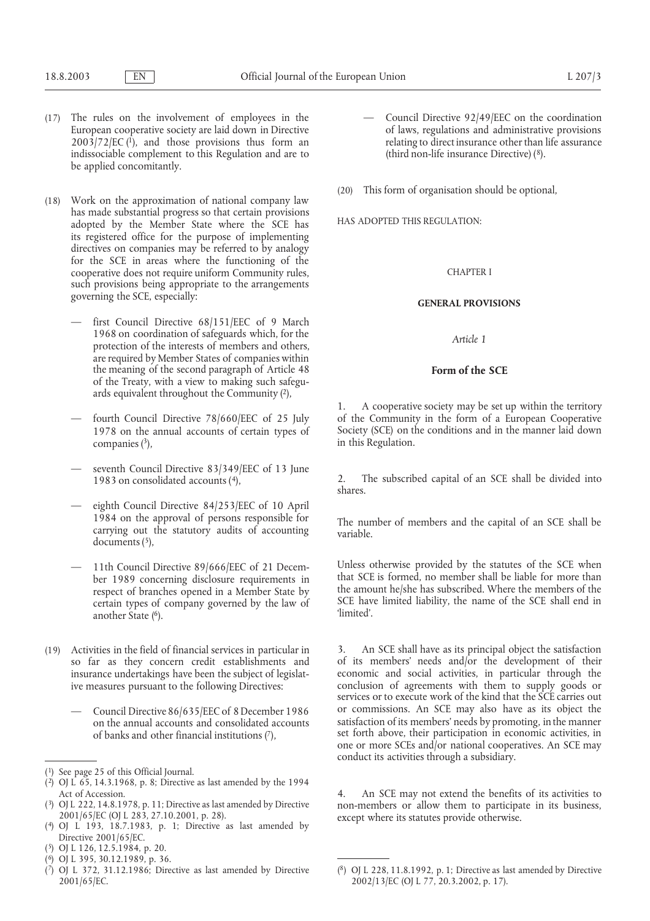(17) The rules on the involvement of employees in the European cooperative society are laid down in Directive 2003/72/EC [1], and those provisions thus form an indissociable complement to this Regulation and are to be applied concomitantly.

(18) Work on the approximation of national company law has made substantial progress so that certain provisions adopted by the Member State where the SCE has its registered office for the purpose of implementing directives on companies may be referred to by analogy for the SCE in areas where the functioning of the cooperative does not require uniform Community rules, such provisions being appropriate to the arrangements governing the SCE, especially:

— first Council Directive 68/151/EEC of 9 March 1968 on coordination of safeguards which, for the protection of the interests of members and others, are required by Member States of companies within the meaning of the second paragraph of Article 48 of the Treaty, with a view to making such safeguards equivalent throughout the Community [2],

— fourth Council Directive 78/660/EEC of 25 July 1978 on the annual accounts of certain types of companies [3],

— seventh Council Directive 83/349/EEC of 13 June 1983 on consolidated accounts [4],

— eighth Council Directive 84/253/EEC of 10 April 1984 on the approval of persons responsible for carrying out the statutory audits of accounting documents [5],

— 11th Council Directive 89/666/EEC of 21 December 1989 concerning disclosure requirements in respect of branches opened in a Member State by certain types of company governed by the law of another State [6].

(19) Activities in the field of financial services in particular in so far as they concern credit establishments and insurance undertakings have been the subject of legislative measures pursuant to the following Directives:

— Council Directive 86/635/EEC of 8 December 1986 on the annual accounts and consolidated accounts of banks and other financial institutions [7],

— Council Directive 92/49/EEC on the coordination of laws, regulations and administrative provisions relating to direct insurance other than life assurance (third non-life insurance Directive) [8].

(20) This form of organisation should be optional,

HAS ADOPTED THIS REGULATION:

## CHAPTER I

## GENERAL PROVISIONS

### *Article 1*

### Form of the SCE

1. A cooperative society may be set up within the territory of the Community in the form of a European Cooperative Society (SCE) on the conditions and in the manner laid down in this Regulation.

2. The subscribed capital of an SCE shall be divided into shares.

The number of members and the capital of an SCE shall be variable.

Unless otherwise provided by the statutes of the SCE when that SCE is formed, no member shall be liable for more than the amount he/she has subscribed. Where the members of the SCE have limited liability, the name of the SCE shall end in 'limited'.

3. An SCE shall have as its principal object the satisfaction of its members' needs and/or the development of their economic and social activities, in particular through the conclusion of agreements with them to supply goods or services or to execute work of the kind that the SCE carries out or commissions. An SCE may also have as its object the satisfaction of its members' needs by promoting, in the manner set forth above, their participation in economic activities, in one or more SCEs and/or national cooperatives. An SCE may conduct its activities through a subsidiary.

4. An SCE may not extend the benefits of its activities to non-members or allow them to participate in its business, except where its statutes provide otherwise.

---

[1] See page 25 of this Official Journal.

[2] OJ L 65, 14.3.1968, p. 8; Directive as last amended by the 1994 Act of Accession.

[3] OJ L 222, 14.8.1978, p. 11; Directive as last amended by Directive 2001/65/EC (OJ L 283, 27.10.2001, p. 28).

[4] OJ L 193, 18.7.1983, p. 1; Directive as last amended by Directive 2001/65/EC.

[5] OJ L 126, 12.5.1984, p. 20.

[6] OJ L 395, 30.12.1989, p. 36.

[7] OJ L 372, 31.12.1986; Directive as last amended by Directive 2001/65/EC.

[8] OJ L 228, 11.8.1992, p. 1; Directive as last amended by Directive 2002/13/EC (OJ L 77, 20.3.2002, p. 17).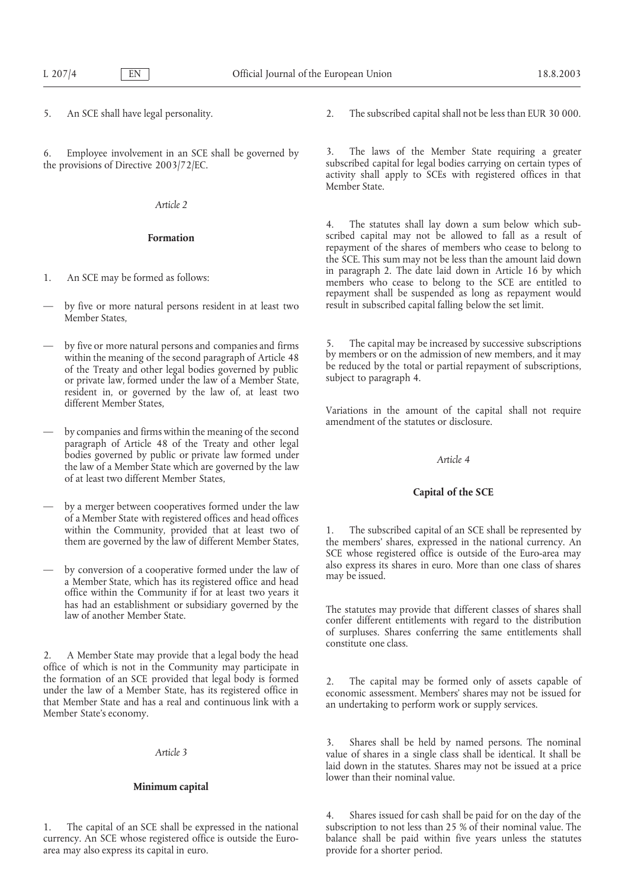5. An SCE shall have legal personality.

6. Employee involvement in an SCE shall be governed by the provisions of Directive 2003/72/EC.

*Article 2*

**Formation**

1. An SCE may be formed as follows:

— by five or more natural persons resident in at least two Member States,

— by five or more natural persons and companies and firms within the meaning of the second paragraph of Article 48 of the Treaty and other legal bodies governed by public or private law, formed under the law of a Member State, resident in, or governed by the law of, at least two different Member States,

— by companies and firms within the meaning of the second paragraph of Article 48 of the Treaty and other legal bodies governed by public or private law formed under the law of a Member State which are governed by the law of at least two different Member States,

— by a merger between cooperatives formed under the law of a Member State with registered offices and head offices within the Community, provided that at least two of them are governed by the law of different Member States,

— by conversion of a cooperative formed under the law of a Member State, which has its registered office and head office within the Community if for at least two years it has had an establishment or subsidiary governed by the law of another Member State.

2. A Member State may provide that a legal body the head office of which is not in the Community may participate in the formation of an SCE provided that legal body is formed under the law of a Member State, has its registered office in that Member State and has a real and continuous link with a Member State's economy.

*Article 3*

**Minimum capital**

1. The capital of an SCE shall be expressed in the national currency. An SCE whose registered office is outside the Euro-area may also express its capital in euro.

2. The subscribed capital shall not be less than EUR 30 000.

3. The laws of the Member State requiring a greater subscribed capital for legal bodies carrying on certain types of activity shall apply to SCEs with registered offices in that Member State.

4. The statutes shall lay down a sum below which subscribed capital may not be allowed to fall as a result of repayment of the shares of members who cease to belong to the SCE. This sum may not be less than the amount laid down in paragraph 2. The date laid down in Article 16 by which members who cease to belong to the SCE are entitled to repayment shall be suspended as long as repayment would result in subscribed capital falling below the set limit.

5. The capital may be increased by successive subscriptions by members or on the admission of new members, and it may be reduced by the total or partial repayment of subscriptions, subject to paragraph 4.

Variations in the amount of the capital shall not require amendment of the statutes or disclosure.

*Article 4*

**Capital of the SCE**

1. The subscribed capital of an SCE shall be represented by the members' shares, expressed in the national currency. An SCE whose registered office is outside of the Euro-area may also express its shares in euro. More than one class of shares may be issued.

The statutes may provide that different classes of shares shall confer different entitlements with regard to the distribution of surpluses. Shares conferring the same entitlements shall constitute one class.

2. The capital may be formed only of assets capable of economic assessment. Members' shares may not be issued for an undertaking to perform work or supply services.

3. Shares shall be held by named persons. The nominal value of shares in a single class shall be identical. It shall be laid down in the statutes. Shares may not be issued at a price lower than their nominal value.

4. Shares issued for cash shall be paid for on the day of the subscription to not less than 25 % of their nominal value. The balance shall be paid within five years unless the statutes provide for a shorter period.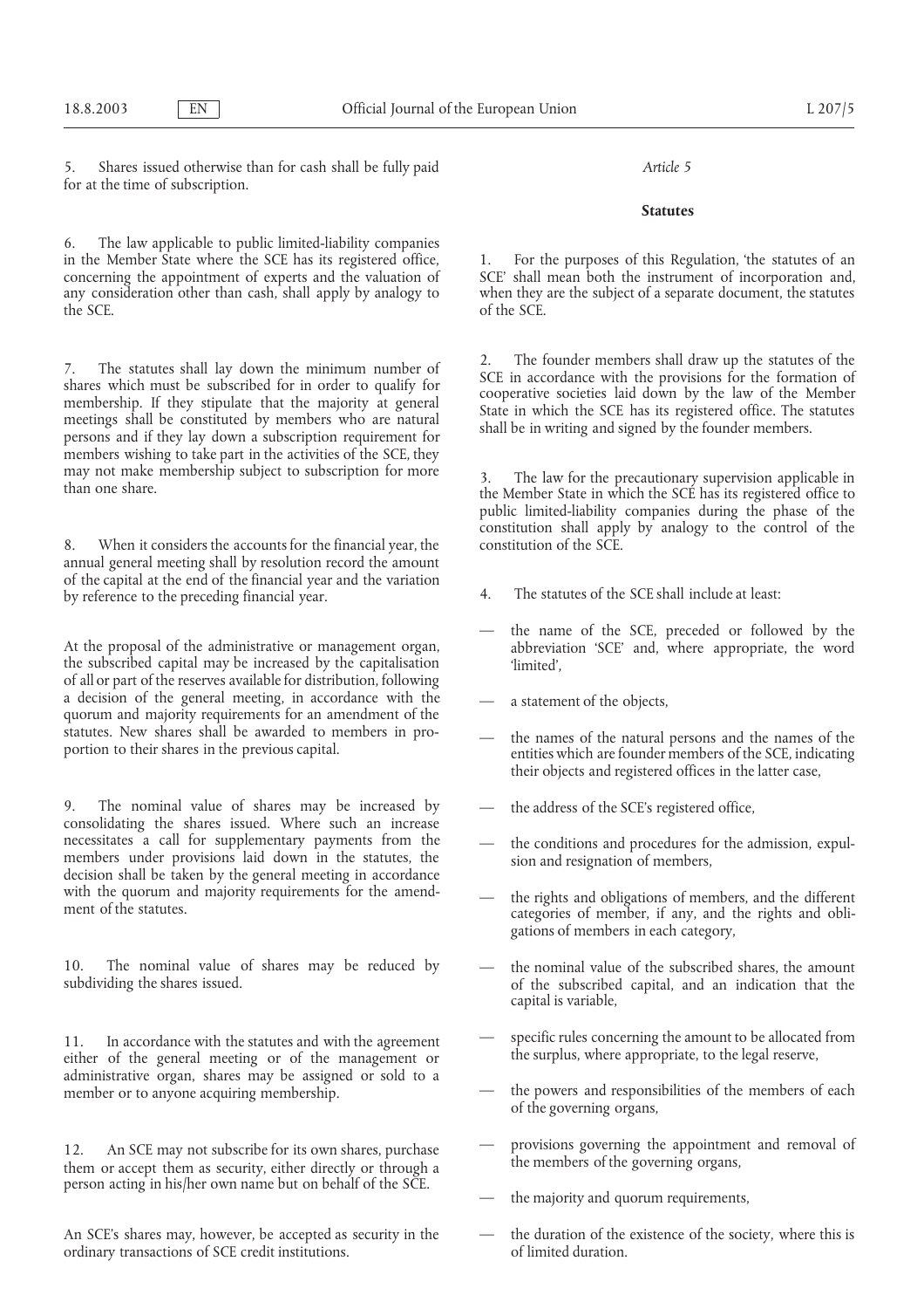5. Shares issued otherwise than for cash shall be fully paid for at the time of subscription.

6. The law applicable to public limited-liability companies in the Member State where the SCE has its registered office, concerning the appointment of experts and the valuation of any consideration other than cash, shall apply by analogy to the SCE.

7. The statutes shall lay down the minimum number of shares which must be subscribed for in order to qualify for membership. If they stipulate that the majority at general meetings shall be constituted by members who are natural persons and if they lay down a subscription requirement for members wishing to take part in the activities of the SCE, they may not make membership subject to subscription for more than one share.

8. When it considers the accounts for the financial year, the annual general meeting shall by resolution record the amount of the capital at the end of the financial year and the variation by reference to the preceding financial year.

At the proposal of the administrative or management organ, the subscribed capital may be increased by the capitalisation of all or part of the reserves available for distribution, following a decision of the general meeting, in accordance with the quorum and majority requirements for an amendment of the statutes. New shares shall be awarded to members in proportion to their shares in the previous capital.

9. The nominal value of shares may be increased by consolidating the shares issued. Where such an increase necessitates a call for supplementary payments from the members under provisions laid down in the statutes, the decision shall be taken by the general meeting in accordance with the quorum and majority requirements for the amendment of the statutes.

10. The nominal value of shares may be reduced by subdividing the shares issued.

11. In accordance with the statutes and with the agreement either of the general meeting or of the management or administrative organ, shares may be assigned or sold to a member or to anyone acquiring membership.

12. An SCE may not subscribe for its own shares, purchase them or accept them as security, either directly or through a person acting in his/her own name but on behalf of the SCE.

An SCE's shares may, however, be accepted as security in the ordinary transactions of SCE credit institutions.

*Article 5*

**Statutes**

1. For the purposes of this Regulation, 'the statutes of an SCE' shall mean both the instrument of incorporation and, when they are the subject of a separate document, the statutes of the SCE.

2. The founder members shall draw up the statutes of the SCE in accordance with the provisions for the formation of cooperative societies laid down by the law of the Member State in which the SCE has its registered office. The statutes shall be in writing and signed by the founder members.

3. The law for the precautionary supervision applicable in the Member State in which the SCE has its registered office to public limited-liability companies during the phase of the constitution shall apply by analogy to the control of the constitution of the SCE.

4. The statutes of the SCE shall include at least:

— the name of the SCE, preceded or followed by the abbreviation 'SCE' and, where appropriate, the word 'limited',

— a statement of the objects,

— the names of the natural persons and the names of the entities which are founder members of the SCE, indicating their objects and registered offices in the latter case,

— the address of the SCE's registered office,

— the conditions and procedures for the admission, expulsion and resignation of members,

— the rights and obligations of members, and the different categories of member, if any, and the rights and obligations of members in each category,

— the nominal value of the subscribed shares, the amount of the subscribed capital, and an indication that the capital is variable,

— specific rules concerning the amount to be allocated from the surplus, where appropriate, to the legal reserve,

— the powers and responsibilities of the members of each of the governing organs,

— provisions governing the appointment and removal of the members of the governing organs,

— the majority and quorum requirements,

— the duration of the existence of the society, where this is of limited duration.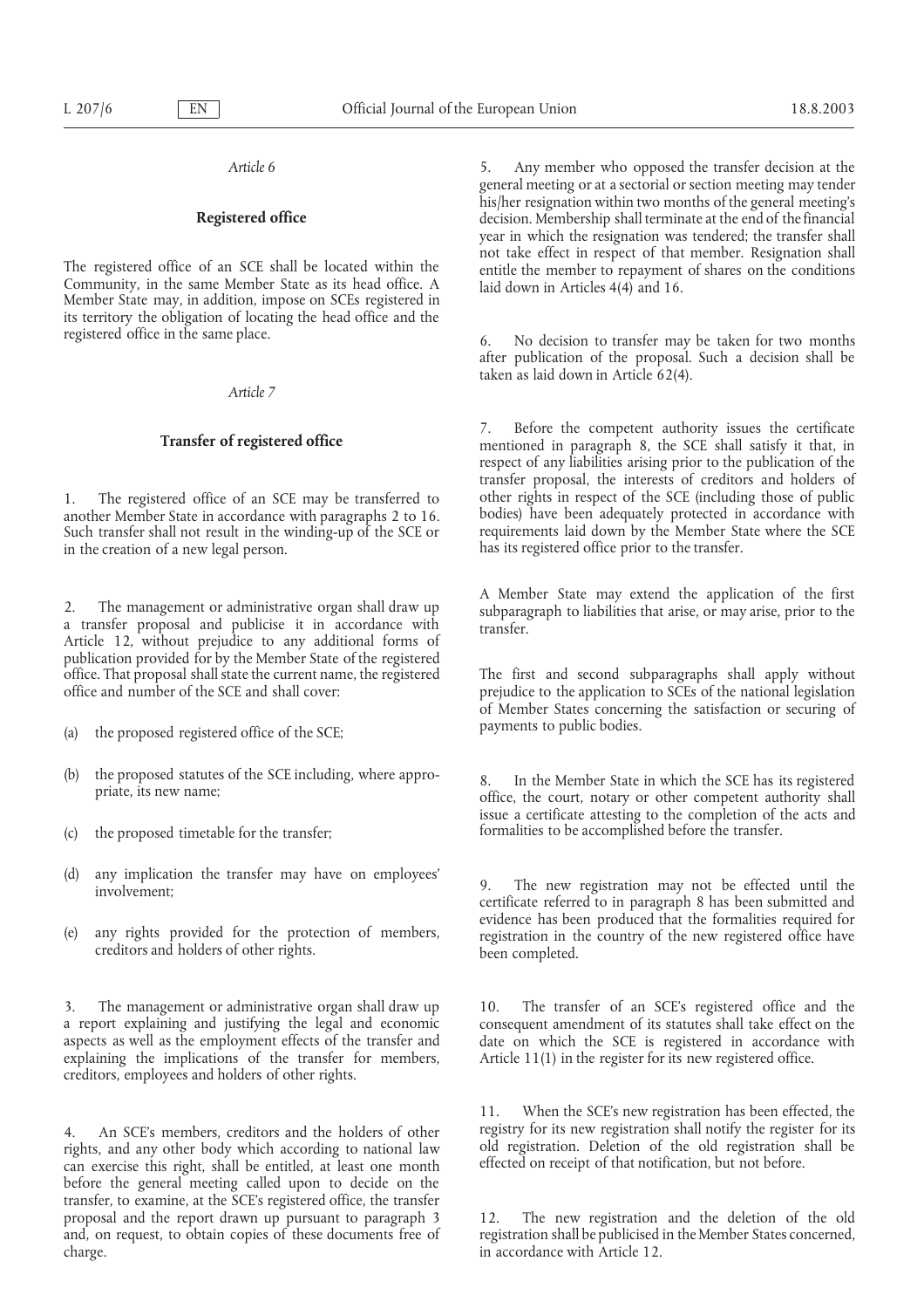*Article 6*

**Registered office**

The registered office of an SCE shall be located within the Community, in the same Member State as its head office. A Member State may, in addition, impose on SCEs registered in its territory the obligation of locating the head office and the registered office in the same place.

*Article 7*

**Transfer of registered office**

1. The registered office of an SCE may be transferred to another Member State in accordance with paragraphs 2 to 16. Such transfer shall not result in the winding-up of the SCE or in the creation of a new legal person.

2. The management or administrative organ shall draw up a transfer proposal and publicise it in accordance with Article 12, without prejudice to any additional forms of publication provided for by the Member State of the registered office. That proposal shall state the current name, the registered office and number of the SCE and shall cover:

(a) the proposed registered office of the SCE;

(b) the proposed statutes of the SCE including, where appropriate, its new name;

(c) the proposed timetable for the transfer;

(d) any implication the transfer may have on employees' involvement;

(e) any rights provided for the protection of members, creditors and holders of other rights.

3. The management or administrative organ shall draw up a report explaining and justifying the legal and economic aspects as well as the employment effects of the transfer and explaining the implications of the transfer for members, creditors, employees and holders of other rights.

4. An SCE's members, creditors and the holders of other rights, and any other body which according to national law can exercise this right, shall be entitled, at least one month before the general meeting called upon to decide on the transfer, to examine, at the SCE's registered office, the transfer proposal and the report drawn up pursuant to paragraph 3 and, on request, to obtain copies of these documents free of charge.

5. Any member who opposed the transfer decision at the general meeting or at a sectorial or section meeting may tender his/her resignation within two months of the general meeting's decision. Membership shall terminate at the end of the financial year in which the resignation was tendered; the transfer shall not take effect in respect of that member. Resignation shall entitle the member to repayment of shares on the conditions laid down in Articles 4(4) and 16.

6. No decision to transfer may be taken for two months after publication of the proposal. Such a decision shall be taken as laid down in Article 62(4).

7. Before the competent authority issues the certificate mentioned in paragraph 8, the SCE shall satisfy it that, in respect of any liabilities arising prior to the publication of the transfer proposal, the interests of creditors and holders of other rights in respect of the SCE (including those of public bodies) have been adequately protected in accordance with requirements laid down by the Member State where the SCE has its registered office prior to the transfer.

A Member State may extend the application of the first subparagraph to liabilities that arise, or may arise, prior to the transfer.

The first and second subparagraphs shall apply without prejudice to the application to SCEs of the national legislation of Member States concerning the satisfaction or securing of payments to public bodies.

8. In the Member State in which the SCE has its registered office, the court, notary or other competent authority shall issue a certificate attesting to the completion of the acts and formalities to be accomplished before the transfer.

9. The new registration may not be effected until the certificate referred to in paragraph 8 has been submitted and evidence has been produced that the formalities required for registration in the country of the new registered office have been completed.

10. The transfer of an SCE's registered office and the consequent amendment of its statutes shall take effect on the date on which the SCE is registered in accordance with Article 11(1) in the register for its new registered office.

11. When the SCE's new registration has been effected, the registry for its new registration shall notify the register for its old registration. Deletion of the old registration shall be effected on receipt of that notification, but not before.

12. The new registration and the deletion of the old registration shall be publicised in the Member States concerned, in accordance with Article 12.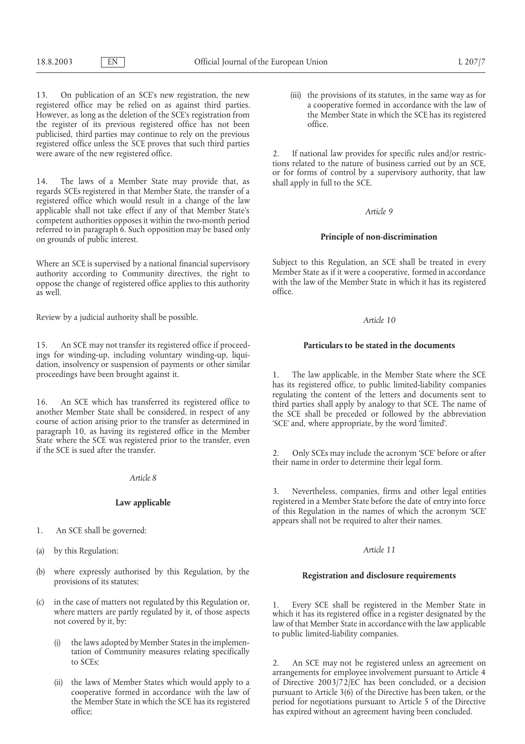13. On publication of an SCE's new registration, the new registered office may be relied on as against third parties. However, as long as the deletion of the SCE's registration from the register of its previous registered office has not been publicised, third parties may continue to rely on the previous registered office unless the SCE proves that such third parties were aware of the new registered office.

14. The laws of a Member State may provide that, as regards SCEs registered in that Member State, the transfer of a registered office which would result in a change of the law applicable shall not take effect if any of that Member State's competent authorities opposes it within the two-month period referred to in paragraph 6. Such opposition may be based only on grounds of public interest.

Where an SCE is supervised by a national financial supervisory authority according to Community directives, the right to oppose the change of registered office applies to this authority as well.

Review by a judicial authority shall be possible.

15. An SCE may not transfer its registered office if proceedings for winding-up, including voluntary winding-up, liquidation, insolvency or suspension of payments or other similar proceedings have been brought against it.

16. An SCE which has transferred its registered office to another Member State shall be considered, in respect of any course of action arising prior to the transfer as determined in paragraph 10, as having its registered office in the Member State where the SCE was registered prior to the transfer, even if the SCE is sued after the transfer.

*Article 8*

**Law applicable**

1. An SCE shall be governed:

(a) by this Regulation;

(b) where expressly authorised by this Regulation, by the provisions of its statutes;

(c) in the case of matters not regulated by this Regulation or, where matters are partly regulated by it, of those aspects not covered by it, by:

   (i) the laws adopted by Member States in the implementation of Community measures relating specifically to SCEs;

   (ii) the laws of Member States which would apply to a cooperative formed in accordance with the law of the Member State in which the SCE has its registered office;

   (iii) the provisions of its statutes, in the same way as for a cooperative formed in accordance with the law of the Member State in which the SCE has its registered office.

2. If national law provides for specific rules and/or restrictions related to the nature of business carried out by an SCE, or for forms of control by a supervisory authority, that law shall apply in full to the SCE.

*Article 9*

**Principle of non-discrimination**

Subject to this Regulation, an SCE shall be treated in every Member State as if it were a cooperative, formed in accordance with the law of the Member State in which it has its registered office.

*Article 10*

**Particulars to be stated in the documents**

1. The law applicable, in the Member State where the SCE has its registered office, to public limited-liability companies regulating the content of the letters and documents sent to third parties shall apply by analogy to that SCE. The name of the SCE shall be preceded or followed by the abbreviation 'SCE' and, where appropriate, by the word 'limited'.

2. Only SCEs may include the acronym 'SCE' before or after their name in order to determine their legal form.

3. Nevertheless, companies, firms and other legal entities registered in a Member State before the date of entry into force of this Regulation in the names of which the acronym 'SCE' appears shall not be required to alter their names.

*Article 11*

**Registration and disclosure requirements**

1. Every SCE shall be registered in the Member State in which it has its registered office in a register designated by the law of that Member State in accordance with the law applicable to public limited-liability companies.

2. An SCE may not be registered unless an agreement on arrangements for employee involvement pursuant to Article 4 of Directive 2003/72/EC has been concluded, or a decision pursuant to Article 3(6) of the Directive has been taken, or the period for negotiations pursuant to Article 5 of the Directive has expired without an agreement having been concluded.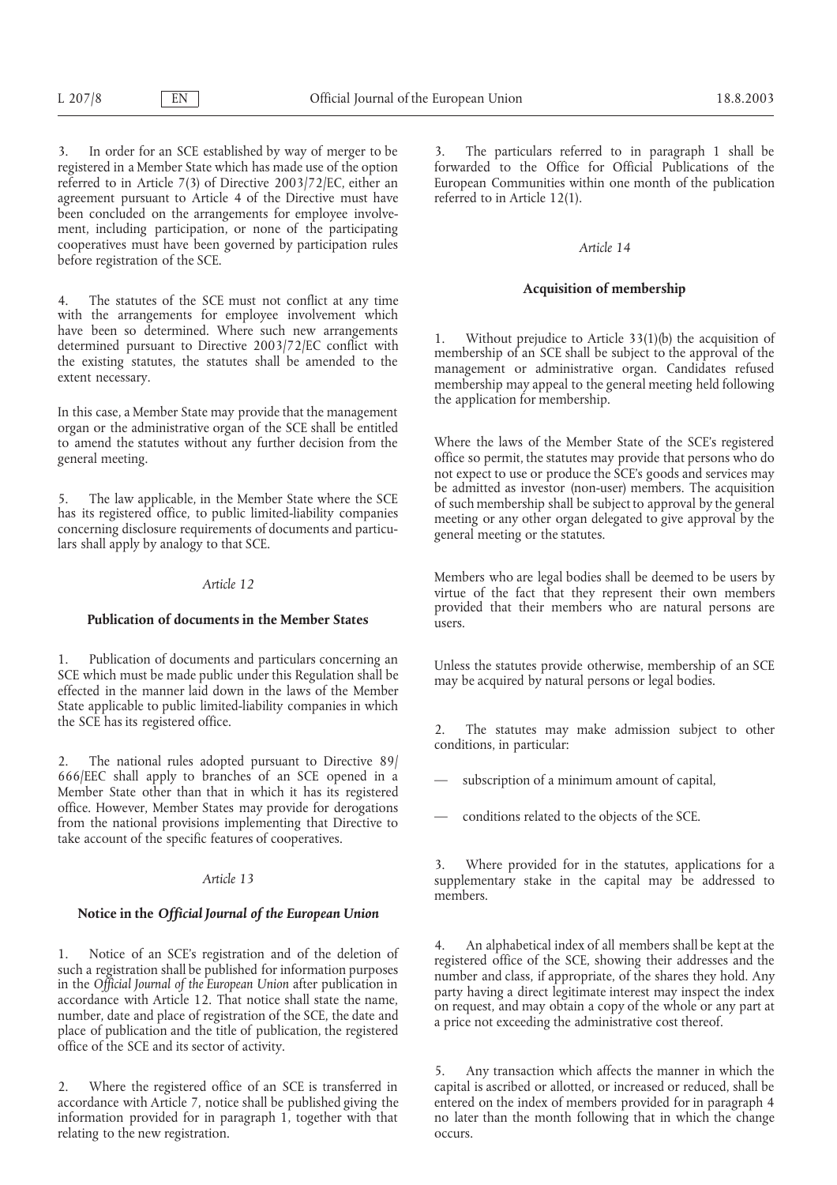3. In order for an SCE established by way of merger to be registered in a Member State which has made use of the option referred to in Article 7(3) of Directive 2003/72/EC, either an agreement pursuant to Article 4 of the Directive must have been concluded on the arrangements for employee involvement, including participation, or none of the participating cooperatives must have been governed by participation rules before registration of the SCE.

4. The statutes of the SCE must not conflict at any time with the arrangements for employee involvement which have been so determined. Where such new arrangements determined pursuant to Directive 2003/72/EC conflict with the existing statutes, the statutes shall be amended to the extent necessary.

In this case, a Member State may provide that the management organ or the administrative organ of the SCE shall be entitled to amend the statutes without any further decision from the general meeting.

5. The law applicable, in the Member State where the SCE has its registered office, to public limited-liability companies concerning disclosure requirements of documents and particulars shall apply by analogy to that SCE.

*Article 12*

## Publication of documents in the Member States

1. Publication of documents and particulars concerning an SCE which must be made public under this Regulation shall be effected in the manner laid down in the laws of the Member State applicable to public limited-liability companies in which the SCE has its registered office.

2. The national rules adopted pursuant to Directive 89/666/EEC shall apply to branches of an SCE opened in a Member State other than that in which it has its registered office. However, Member States may provide for derogations from the national provisions implementing that Directive to take account of the specific features of cooperatives.

*Article 13*

## Notice in the *Official Journal of the European Union*

1. Notice of an SCE's registration and of the deletion of such a registration shall be published for information purposes in the *Official Journal of the European Union* after publication in accordance with Article 12. That notice shall state the name, number, date and place of registration of the SCE, the date and place of publication and the title of publication, the registered office of the SCE and its sector of activity.

2. Where the registered office of an SCE is transferred in accordance with Article 7, notice shall be published giving the information provided for in paragraph 1, together with that relating to the new registration.

3. The particulars referred to in paragraph 1 shall be forwarded to the Office for Official Publications of the European Communities within one month of the publication referred to in Article 12(1).

*Article 14*

## Acquisition of membership

1. Without prejudice to Article 33(1)(b) the acquisition of membership of an SCE shall be subject to the approval of the management or administrative organ. Candidates refused membership may appeal to the general meeting held following the application for membership.

Where the laws of the Member State of the SCE's registered office so permit, the statutes may provide that persons who do not expect to use or produce the SCE's goods and services may be admitted as investor (non-user) members. The acquisition of such membership shall be subject to approval by the general meeting or any other organ delegated to give approval by the general meeting or the statutes.

Members who are legal bodies shall be deemed to be users by virtue of the fact that they represent their own members provided that their members who are natural persons are users.

Unless the statutes provide otherwise, membership of an SCE may be acquired by natural persons or legal bodies.

2. The statutes may make admission subject to other conditions, in particular:

— subscription of a minimum amount of capital,

— conditions related to the objects of the SCE.

3. Where provided for in the statutes, applications for a supplementary stake in the capital may be addressed to members.

4. An alphabetical index of all members shall be kept at the registered office of the SCE, showing their addresses and the number and class, if appropriate, of the shares they hold. Any party having a direct legitimate interest may inspect the index on request, and may obtain a copy of the whole or any part at a price not exceeding the administrative cost thereof.

5. Any transaction which affects the manner in which the capital is ascribed or allotted, or increased or reduced, shall be entered on the index of members provided for in paragraph 4 no later than the month following that in which the change occurs.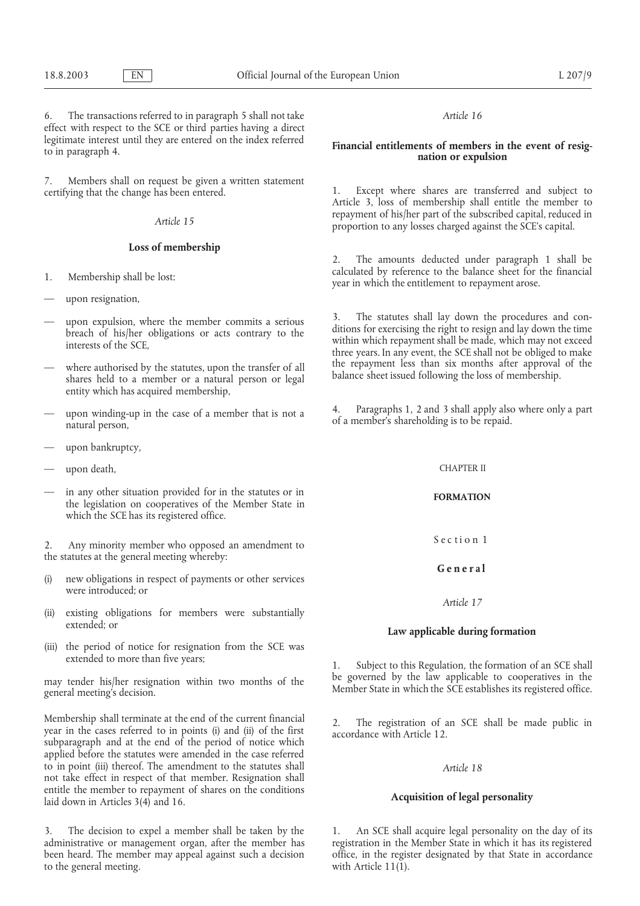6. The transactions referred to in paragraph 5 shall not take effect with respect to the SCE or third parties having a direct legitimate interest until they are entered on the index referred to in paragraph 4.

7. Members shall on request be given a written statement certifying that the change has been entered.

*Article 15*

**Loss of membership**

1. Membership shall be lost:

— upon resignation,

— upon expulsion, where the member commits a serious breach of his/her obligations or acts contrary to the interests of the SCE,

— where authorised by the statutes, upon the transfer of all shares held to a member or a natural person or legal entity which has acquired membership,

— upon winding-up in the case of a member that is not a natural person,

— upon bankruptcy,

— upon death,

— in any other situation provided for in the statutes or in the legislation on cooperatives of the Member State in which the SCE has its registered office.

2. Any minority member who opposed an amendment to the statutes at the general meeting whereby:

(i) new obligations in respect of payments or other services were introduced; or

(ii) existing obligations for members were substantially extended; or

(iii) the period of notice for resignation from the SCE was extended to more than five years;

may tender his/her resignation within two months of the general meeting's decision.

Membership shall terminate at the end of the current financial year in the cases referred to in points (i) and (ii) of the first subparagraph and at the end of the period of notice which applied before the statutes were amended in the case referred to in point (iii) thereof. The amendment to the statutes shall not take effect in respect of that member. Resignation shall entitle the member to repayment of shares on the conditions laid down in Articles 3(4) and 16.

3. The decision to expel a member shall be taken by the administrative or management organ, after the member has been heard. The member may appeal against such a decision to the general meeting.

*Article 16*

**Financial entitlements of members in the event of resignation or expulsion**

1. Except where shares are transferred and subject to Article 3, loss of membership shall entitle the member to repayment of his/her part of the subscribed capital, reduced in proportion to any losses charged against the SCE's capital.

2. The amounts deducted under paragraph 1 shall be calculated by reference to the balance sheet for the financial year in which the entitlement to repayment arose.

3. The statutes shall lay down the procedures and conditions for exercising the right to resign and lay down the time within which repayment shall be made, which may not exceed three years. In any event, the SCE shall not be obliged to make the repayment less than six months after approval of the balance sheet issued following the loss of membership.

4. Paragraphs 1, 2 and 3 shall apply also where only a part of a member's shareholding is to be repaid.

## CHAPTER II

## FORMATION

### Section 1

### General

*Article 17*

**Law applicable during formation**

1. Subject to this Regulation, the formation of an SCE shall be governed by the law applicable to cooperatives in the Member State in which the SCE establishes its registered office.

2. The registration of an SCE shall be made public in accordance with Article 12.

*Article 18*

**Acquisition of legal personality**

1. An SCE shall acquire legal personality on the day of its registration in the Member State in which it has its registered office, in the register designated by that State in accordance with Article 11(1).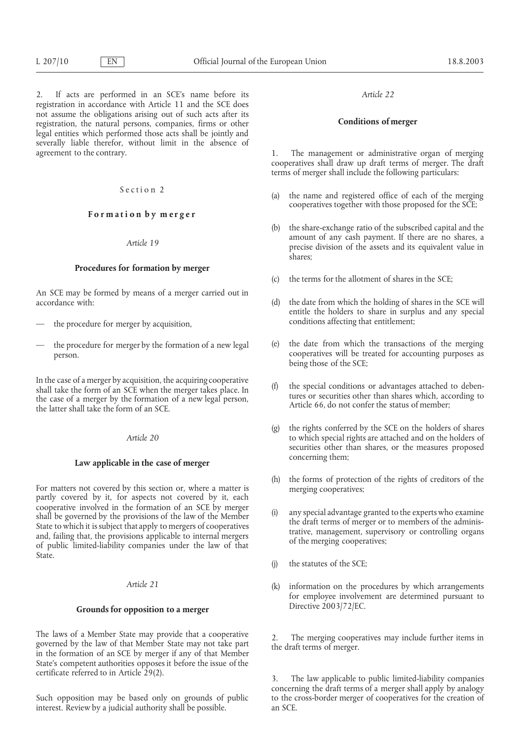2. If acts are performed in an SCE's name before its registration in accordance with Article 11 and the SCE does not assume the obligations arising out of such acts after its registration, the natural persons, companies, firms or other legal entities which performed those acts shall be jointly and severally liable therefor, without limit in the absence of agreement to the contrary.

## Section 2

## Formation by merger

*Article 19*

### Procedures for formation by merger

An SCE may be formed by means of a merger carried out in accordance with:

— the procedure for merger by acquisition,

— the procedure for merger by the formation of a new legal person.

In the case of a merger by acquisition, the acquiring cooperative shall take the form of an SCE when the merger takes place. In the case of a merger by the formation of a new legal person, the latter shall take the form of an SCE.

*Article 20*

### Law applicable in the case of merger

For matters not covered by this section or, where a matter is partly covered by it, for aspects not covered by it, each cooperative involved in the formation of an SCE by merger shall be governed by the provisions of the law of the Member State to which it is subject that apply to mergers of cooperatives and, failing that, the provisions applicable to internal mergers of public limited-liability companies under the law of that State.

*Article 21*

### Grounds for opposition to a merger

The laws of a Member State may provide that a cooperative governed by the law of that Member State may not take part in the formation of an SCE by merger if any of that Member State's competent authorities opposes it before the issue of the certificate referred to in Article 29(2).

Such opposition may be based only on grounds of public interest. Review by a judicial authority shall be possible.

*Article 22*

### Conditions of merger

1. The management or administrative organ of merging cooperatives shall draw up draft terms of merger. The draft terms of merger shall include the following particulars:

(a) the name and registered office of each of the merging cooperatives together with those proposed for the SCE;

(b) the share-exchange ratio of the subscribed capital and the amount of any cash payment. If there are no shares, a precise division of the assets and its equivalent value in shares;

(c) the terms for the allotment of shares in the SCE;

(d) the date from which the holding of shares in the SCE will entitle the holders to share in surplus and any special conditions affecting that entitlement;

(e) the date from which the transactions of the merging cooperatives will be treated for accounting purposes as being those of the SCE;

(f) the special conditions or advantages attached to debentures or securities other than shares which, according to Article 66, do not confer the status of member;

(g) the rights conferred by the SCE on the holders of shares to which special rights are attached and on the holders of securities other than shares, or the measures proposed concerning them;

(h) the forms of protection of the rights of creditors of the merging cooperatives;

(i) any special advantage granted to the experts who examine the draft terms of merger or to members of the administrative, management, supervisory or controlling organs of the merging cooperatives;

(j) the statutes of the SCE;

(k) information on the procedures by which arrangements for employee involvement are determined pursuant to Directive 2003/72/EC.

2. The merging cooperatives may include further items in the draft terms of merger.

3. The law applicable to public limited-liability companies concerning the draft terms of a merger shall apply by analogy to the cross-border merger of cooperatives for the creation of an SCE.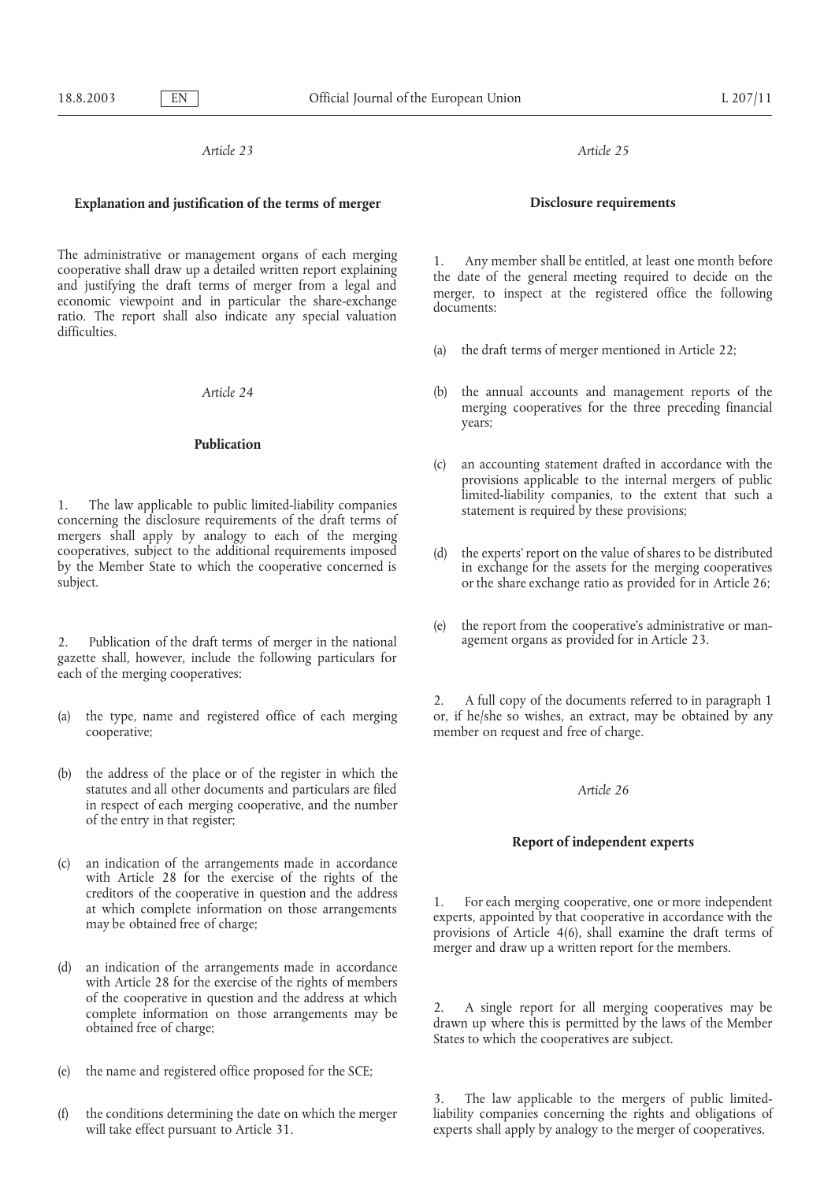*Article 23*

**Explanation and justification of the terms of merger**

The administrative or management organs of each merging cooperative shall draw up a detailed written report explaining and justifying the draft terms of merger from a legal and economic viewpoint and in particular the share-exchange ratio. The report shall also indicate any special valuation difficulties.

*Article 24*

**Publication**

1. The law applicable to public limited-liability companies concerning the disclosure requirements of the draft terms of mergers shall apply by analogy to each of the merging cooperatives, subject to the additional requirements imposed by the Member State to which the cooperative concerned is subject.

2. Publication of the draft terms of merger in the national gazette shall, however, include the following particulars for each of the merging cooperatives:

(a) the type, name and registered office of each merging cooperative;

(b) the address of the place or of the register in which the statutes and all other documents and particulars are filed in respect of each merging cooperative, and the number of the entry in that register;

(c) an indication of the arrangements made in accordance with Article 28 for the exercise of the rights of the creditors of the cooperative in question and the address at which complete information on those arrangements may be obtained free of charge;

(d) an indication of the arrangements made in accordance with Article 28 for the exercise of the rights of members of the cooperative in question and the address at which complete information on those arrangements may be obtained free of charge;

(e) the name and registered office proposed for the SCE;

(f) the conditions determining the date on which the merger will take effect pursuant to Article 31.

*Article 25*

**Disclosure requirements**

1. Any member shall be entitled, at least one month before the date of the general meeting required to decide on the merger, to inspect at the registered office the following documents:

(a) the draft terms of merger mentioned in Article 22;

(b) the annual accounts and management reports of the merging cooperatives for the three preceding financial years;

(c) an accounting statement drafted in accordance with the provisions applicable to the internal mergers of public limited-liability companies, to the extent that such a statement is required by these provisions;

(d) the experts' report on the value of shares to be distributed in exchange for the assets for the merging cooperatives or the share exchange ratio as provided for in Article 26;

(e) the report from the cooperative's administrative or management organs as provided for in Article 23.

2. A full copy of the documents referred to in paragraph 1 or, if he/she so wishes, an extract, may be obtained by any member on request and free of charge.

*Article 26*

**Report of independent experts**

1. For each merging cooperative, one or more independent experts, appointed by that cooperative in accordance with the provisions of Article 4(6), shall examine the draft terms of merger and draw up a written report for the members.

2. A single report for all merging cooperatives may be drawn up where this is permitted by the laws of the Member States to which the cooperatives are subject.

3. The law applicable to the mergers of public limited-liability companies concerning the rights and obligations of experts shall apply by analogy to the merger of cooperatives.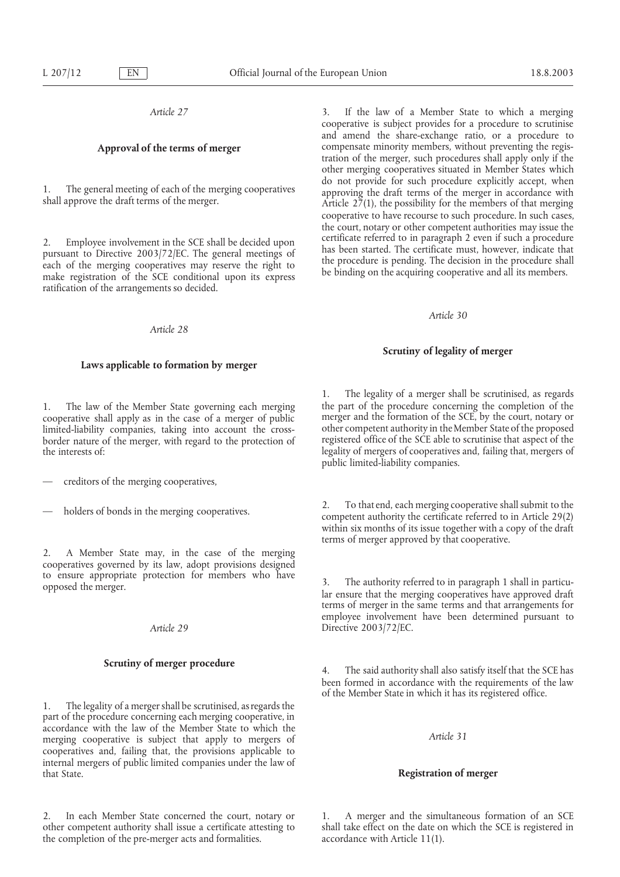*Article 27*

**Approval of the terms of merger**

1. The general meeting of each of the merging cooperatives shall approve the draft terms of the merger.

2. Employee involvement in the SCE shall be decided upon pursuant to Directive 2003/72/EC. The general meetings of each of the merging cooperatives may reserve the right to make registration of the SCE conditional upon its express ratification of the arrangements so decided.

*Article 28*

**Laws applicable to formation by merger**

1. The law of the Member State governing each merging cooperative shall apply as in the case of a merger of public limited-liability companies, taking into account the cross-border nature of the merger, with regard to the protection of the interests of:

— creditors of the merging cooperatives,

— holders of bonds in the merging cooperatives.

2. A Member State may, in the case of the merging cooperatives governed by its law, adopt provisions designed to ensure appropriate protection for members who have opposed the merger.

*Article 29*

**Scrutiny of merger procedure**

1. The legality of a merger shall be scrutinised, as regards the part of the procedure concerning each merging cooperative, in accordance with the law of the Member State to which the merging cooperative is subject that apply to mergers of cooperatives and, failing that, the provisions applicable to internal mergers of public limited companies under the law of that State.

2. In each Member State concerned the court, notary or other competent authority shall issue a certificate attesting to the completion of the pre-merger acts and formalities.

3. If the law of a Member State to which a merging cooperative is subject provides for a procedure to scrutinise and amend the share-exchange ratio, or a procedure to compensate minority members, without preventing the registration of the merger, such procedures shall apply only if the other merging cooperatives situated in Member States which do not provide for such procedure explicitly accept, when approving the draft terms of the merger in accordance with Article 27(1), the possibility for the members of that merging cooperative to have recourse to such procedure. In such cases, the court, notary or other competent authorities may issue the certificate referred to in paragraph 2 even if such a procedure has been started. The certificate must, however, indicate that the procedure is pending. The decision in the procedure shall be binding on the acquiring cooperative and all its members.

*Article 30*

**Scrutiny of legality of merger**

1. The legality of a merger shall be scrutinised, as regards the part of the procedure concerning the completion of the merger and the formation of the SCE, by the court, notary or other competent authority in the Member State of the proposed registered office of the SCE able to scrutinise that aspect of the legality of mergers of cooperatives and, failing that, mergers of public limited-liability companies.

2. To that end, each merging cooperative shall submit to the competent authority the certificate referred to in Article 29(2) within six months of its issue together with a copy of the draft terms of merger approved by that cooperative.

3. The authority referred to in paragraph 1 shall in particular ensure that the merging cooperatives have approved draft terms of merger in the same terms and that arrangements for employee involvement have been determined pursuant to Directive 2003/72/EC.

4. The said authority shall also satisfy itself that the SCE has been formed in accordance with the requirements of the law of the Member State in which it has its registered office.

*Article 31*

**Registration of merger**

1. A merger and the simultaneous formation of an SCE shall take effect on the date on which the SCE is registered in accordance with Article 11(1).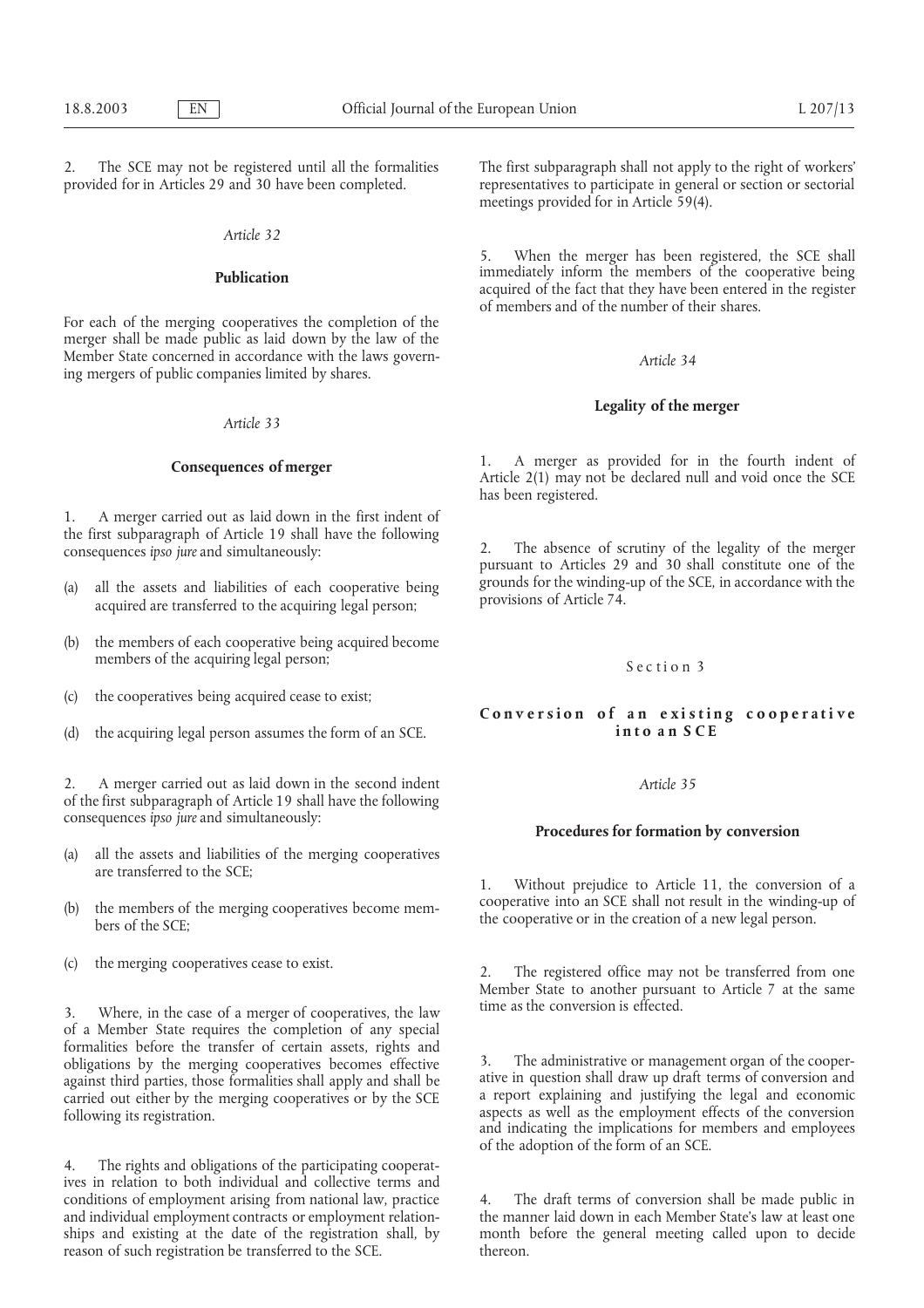2. The SCE may not be registered until all the formalities provided for in Articles 29 and 30 have been completed.

*Article 32*

**Publication**

For each of the merging cooperatives the completion of the merger shall be made public as laid down by the law of the Member State concerned in accordance with the laws governing mergers of public companies limited by shares.

*Article 33*

**Consequences of merger**

1. A merger carried out as laid down in the first indent of the first subparagraph of Article 19 shall have the following consequences *ipso jure* and simultaneously:

(a) all the assets and liabilities of each cooperative being acquired are transferred to the acquiring legal person;

(b) the members of each cooperative being acquired become members of the acquiring legal person;

(c) the cooperatives being acquired cease to exist;

(d) the acquiring legal person assumes the form of an SCE.

2. A merger carried out as laid down in the second indent of the first subparagraph of Article 19 shall have the following consequences *ipso jure* and simultaneously:

(a) all the assets and liabilities of the merging cooperatives are transferred to the SCE;

(b) the members of the merging cooperatives become members of the SCE;

(c) the merging cooperatives cease to exist.

3. Where, in the case of a merger of cooperatives, the law of a Member State requires the completion of any special formalities before the transfer of certain assets, rights and obligations by the merging cooperatives becomes effective against third parties, those formalities shall apply and shall be carried out either by the merging cooperatives or by the SCE following its registration.

4. The rights and obligations of the participating cooperatives in relation to both individual and collective terms and conditions of employment arising from national law, practice and individual employment contracts or employment relationships and existing at the date of the registration shall, by reason of such registration be transferred to the SCE.

The first subparagraph shall not apply to the right of workers' representatives to participate in general or section or sectorial meetings provided for in Article 59(4).

5. When the merger has been registered, the SCE shall immediately inform the members of the cooperative being acquired of the fact that they have been entered in the register of members and of the number of their shares.

*Article 34*

**Legality of the merger**

1. A merger as provided for in the fourth indent of Article 2(1) may not be declared null and void once the SCE has been registered.

2. The absence of scrutiny of the legality of the merger pursuant to Articles 29 and 30 shall constitute one of the grounds for the winding-up of the SCE, in accordance with the provisions of Article 74.

## Section 3

## Conversion of an existing cooperative into an SCE

*Article 35*

**Procedures for formation by conversion**

1. Without prejudice to Article 11, the conversion of a cooperative into an SCE shall not result in the winding-up of the cooperative or in the creation of a new legal person.

2. The registered office may not be transferred from one Member State to another pursuant to Article 7 at the same time as the conversion is effected.

3. The administrative or management organ of the cooperative in question shall draw up draft terms of conversion and a report explaining and justifying the legal and economic aspects as well as the employment effects of the conversion and indicating the implications for members and employees of the adoption of the form of an SCE.

4. The draft terms of conversion shall be made public in the manner laid down in each Member State's law at least one month before the general meeting called upon to decide thereon.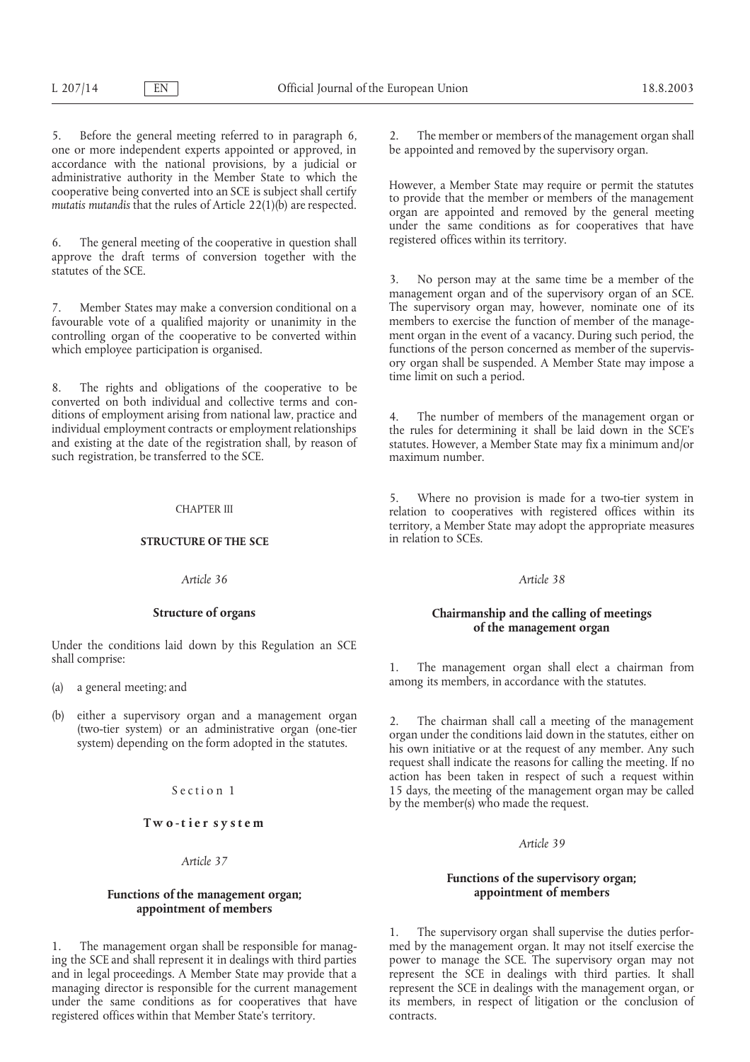5. Before the general meeting referred to in paragraph 6, one or more independent experts appointed or approved, in accordance with the national provisions, by a judicial or administrative authority in the Member State to which the cooperative being converted into an SCE is subject shall certify *mutatis mutandis* that the rules of Article 22(1)(b) are respected.

6. The general meeting of the cooperative in question shall approve the draft terms of conversion together with the statutes of the SCE.

7. Member States may make a conversion conditional on a favourable vote of a qualified majority or unanimity in the controlling organ of the cooperative to be converted within which employee participation is organised.

8. The rights and obligations of the cooperative to be converted on both individual and collective terms and conditions of employment arising from national law, practice and individual employment contracts or employment relationships and existing at the date of the registration shall, by reason of such registration, be transferred to the SCE.

## CHAPTER III

## STRUCTURE OF THE SCE

*Article 36*

**Structure of organs**

Under the conditions laid down by this Regulation an SCE shall comprise:

(a) a general meeting; and

(b) either a supervisory organ and a management organ (two-tier system) or an administrative organ (one-tier system) depending on the form adopted in the statutes.

### Section 1

### Two-tier system

*Article 37*

**Functions of the management organ; appointment of members**

1. The management organ shall be responsible for managing the SCE and shall represent it in dealings with third parties and in legal proceedings. A Member State may provide that a managing director is responsible for the current management under the same conditions as for cooperatives that have registered offices within that Member State's territory.

2. The member or members of the management organ shall be appointed and removed by the supervisory organ.

However, a Member State may require or permit the statutes to provide that the member or members of the management organ are appointed and removed by the general meeting under the same conditions as for cooperatives that have registered offices within its territory.

3. No person may at the same time be a member of the management organ and of the supervisory organ of an SCE. The supervisory organ may, however, nominate one of its members to exercise the function of member of the management organ in the event of a vacancy. During such period, the functions of the person concerned as member of the supervisory organ shall be suspended. A Member State may impose a time limit on such a period.

4. The number of members of the management organ or the rules for determining it shall be laid down in the SCE's statutes. However, a Member State may fix a minimum and/or maximum number.

5. Where no provision is made for a two-tier system in relation to cooperatives with registered offices within its territory, a Member State may adopt the appropriate measures in relation to SCEs.

*Article 38*

**Chairmanship and the calling of meetings of the management organ**

1. The management organ shall elect a chairman from among its members, in accordance with the statutes.

2. The chairman shall call a meeting of the management organ under the conditions laid down in the statutes, either on his own initiative or at the request of any member. Any such request shall indicate the reasons for calling the meeting. If no action has been taken in respect of such a request within 15 days, the meeting of the management organ may be called by the member(s) who made the request.

*Article 39*

**Functions of the supervisory organ; appointment of members**

1. The supervisory organ shall supervise the duties performed by the management organ. It may not itself exercise the power to manage the SCE. The supervisory organ may not represent the SCE in dealings with third parties. It shall represent the SCE in dealings with the management organ, or its members, in respect of litigation or the conclusion of contracts.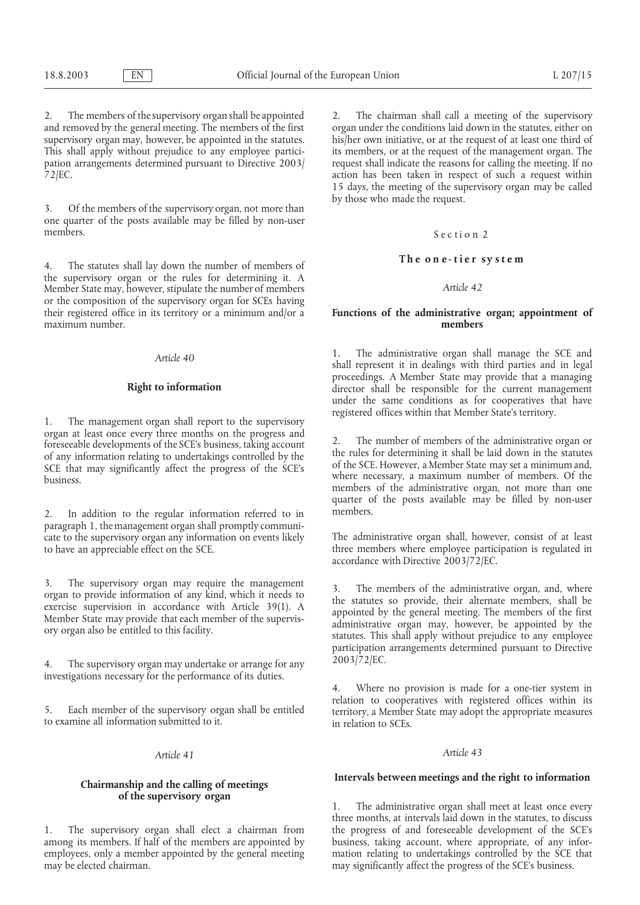2. The members of the supervisory organ shall be appointed and removed by the general meeting. The members of the first supervisory organ may, however, be appointed in the statutes. This shall apply without prejudice to any employee participation arrangements determined pursuant to Directive 2003/72/EC.

3. Of the members of the supervisory organ, not more than one quarter of the posts available may be filled by non-user members.

4. The statutes shall lay down the number of members of the supervisory organ or the rules for determining it. A Member State may, however, stipulate the number of members or the composition of the supervisory organ for SCEs having their registered office in its territory or a minimum and/or a maximum number.

*Article 40*

**Right to information**

1. The management organ shall report to the supervisory organ at least once every three months on the progress and foreseeable developments of the SCE's business, taking account of any information relating to undertakings controlled by the SCE that may significantly affect the progress of the SCE's business.

2. In addition to the regular information referred to in paragraph 1, the management organ shall promptly communicate to the supervisory organ any information on events likely to have an appreciable effect on the SCE.

3. The supervisory organ may require the management organ to provide information of any kind, which it needs to exercise supervision in accordance with Article 39(1). A Member State may provide that each member of the supervisory organ also be entitled to this facility.

4. The supervisory organ may undertake or arrange for any investigations necessary for the performance of its duties.

5. Each member of the supervisory organ shall be entitled to examine all information submitted to it.

*Article 41*

**Chairmanship and the calling of meetings of the supervisory organ**

1. The supervisory organ shall elect a chairman from among its members. If half of the members are appointed by employees, only a member appointed by the general meeting may be elected chairman.

2. The chairman shall call a meeting of the supervisory organ under the conditions laid down in the statutes, either on his/her own initiative, or at the request of at least one third of its members, or at the request of the management organ. The request shall indicate the reasons for calling the meeting. If no action has been taken in respect of such a request within 15 days, the meeting of the supervisory organ may be called by those who made the request.

Section 2

**The one-tier system**

*Article 42*

**Functions of the administrative organ; appointment of members**

1. The administrative organ shall manage the SCE and shall represent it in dealings with third parties and in legal proceedings. A Member State may provide that a managing director shall be responsible for the current management under the same conditions as for cooperatives that have registered offices within that Member State's territory.

2. The number of members of the administrative organ or the rules for determining it shall be laid down in the statutes of the SCE. However, a Member State may set a minimum and, where necessary, a maximum number of members. Of the members of the administrative organ, not more than one quarter of the posts available may be filled by non-user members.

The administrative organ shall, however, consist of at least three members where employee participation is regulated in accordance with Directive 2003/72/EC.

3. The members of the administrative organ, and, where the statutes so provide, their alternate members, shall be appointed by the general meeting. The members of the first administrative organ may, however, be appointed by the statutes. This shall apply without prejudice to any employee participation arrangements determined pursuant to Directive 2003/72/EC.

4. Where no provision is made for a one-tier system in relation to cooperatives with registered offices within its territory, a Member State may adopt the appropriate measures in relation to SCEs.

*Article 43*

**Intervals between meetings and the right to information**

1. The administrative organ shall meet at least once every three months, at intervals laid down in the statutes, to discuss the progress and foreseeable development of the SCE's business, taking account, where appropriate, of any information relating to undertakings controlled by the SCE that may significantly affect the progress of the SCE's business.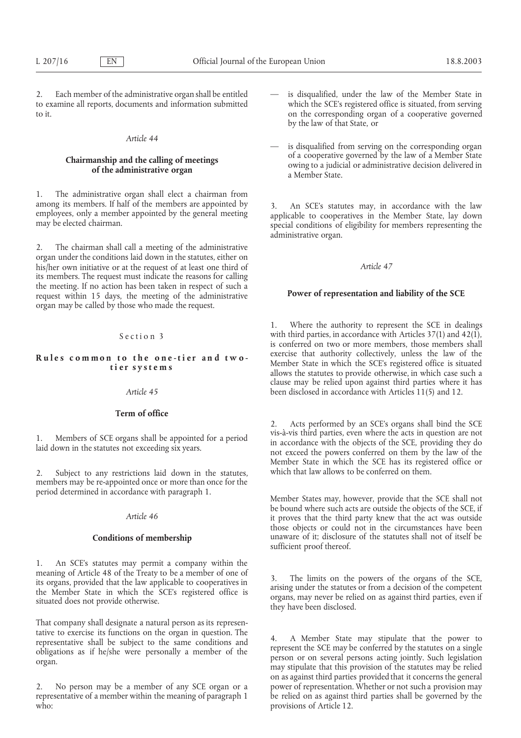2. Each member of the administrative organ shall be entitled to examine all reports, documents and information submitted to it.

*Article 44*

**Chairmanship and the calling of meetings of the administrative organ**

1. The administrative organ shall elect a chairman from among its members. If half of the members are appointed by employees, only a member appointed by the general meeting may be elected chairman.

2. The chairman shall call a meeting of the administrative organ under the conditions laid down in the statutes, either on his/her own initiative or at the request of at least one third of its members. The request must indicate the reasons for calling the meeting. If no action has been taken in respect of such a request within 15 days, the meeting of the administrative organ may be called by those who made the request.

## Section 3

## Rules common to the one-tier and two-tier systems

*Article 45*

**Term of office**

1. Members of SCE organs shall be appointed for a period laid down in the statutes not exceeding six years.

2. Subject to any restrictions laid down in the statutes, members may be re-appointed once or more than once for the period determined in accordance with paragraph 1.

*Article 46*

**Conditions of membership**

1. An SCE's statutes may permit a company within the meaning of Article 48 of the Treaty to be a member of one of its organs, provided that the law applicable to cooperatives in the Member State in which the SCE's registered office is situated does not provide otherwise.

That company shall designate a natural person as its representative to exercise its functions on the organ in question. The representative shall be subject to the same conditions and obligations as if he/she were personally a member of the organ.

2. No person may be a member of any SCE organ or a representative of a member within the meaning of paragraph 1 who:

— is disqualified, under the law of the Member State in which the SCE's registered office is situated, from serving on the corresponding organ of a cooperative governed by the law of that State, or

— is disqualified from serving on the corresponding organ of a cooperative governed by the law of a Member State owing to a judicial or administrative decision delivered in a Member State.

3. An SCE's statutes may, in accordance with the law applicable to cooperatives in the Member State, lay down special conditions of eligibility for members representing the administrative organ.

*Article 47*

**Power of representation and liability of the SCE**

1. Where the authority to represent the SCE in dealings with third parties, in accordance with Articles 37(1) and 42(1), is conferred on two or more members, those members shall exercise that authority collectively, unless the law of the Member State in which the SCE's registered office is situated allows the statutes to provide otherwise, in which case such a clause may be relied upon against third parties where it has been disclosed in accordance with Articles 11(5) and 12.

2. Acts performed by an SCE's organs shall bind the SCE vis-à-vis third parties, even where the acts in question are not in accordance with the objects of the SCE, providing they do not exceed the powers conferred on them by the law of the Member State in which the SCE has its registered office or which that law allows to be conferred on them.

Member States may, however, provide that the SCE shall not be bound where such acts are outside the objects of the SCE, if it proves that the third party knew that the act was outside those objects or could not in the circumstances have been unaware of it; disclosure of the statutes shall not of itself be sufficient proof thereof.

3. The limits on the powers of the organs of the SCE, arising under the statutes or from a decision of the competent organs, may never be relied on as against third parties, even if they have been disclosed.

4. A Member State may stipulate that the power to represent the SCE may be conferred by the statutes on a single person or on several persons acting jointly. Such legislation may stipulate that this provision of the statutes may be relied on as against third parties provided that it concerns the general power of representation. Whether or not such a provision may be relied on as against third parties shall be governed by the provisions of Article 12.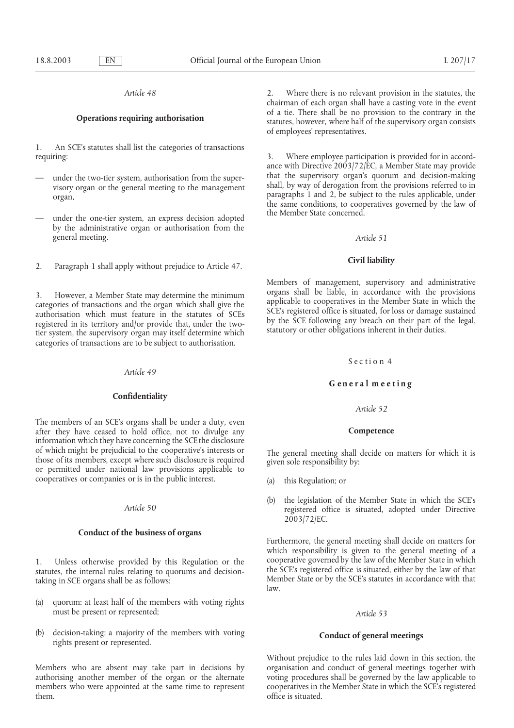*Article 48*

**Operations requiring authorisation**

1. An SCE's statutes shall list the categories of transactions requiring:

— under the two-tier system, authorisation from the supervisory organ or the general meeting to the management organ,

— under the one-tier system, an express decision adopted by the administrative organ or authorisation from the general meeting.

2. Paragraph 1 shall apply without prejudice to Article 47.

3. However, a Member State may determine the minimum categories of transactions and the organ which shall give the authorisation which must feature in the statutes of SCEs registered in its territory and/or provide that, under the two-tier system, the supervisory organ may itself determine which categories of transactions are to be subject to authorisation.

*Article 49*

**Confidentiality**

The members of an SCE's organs shall be under a duty, even after they have ceased to hold office, not to divulge any information which they have concerning the SCE the disclosure of which might be prejudicial to the cooperative's interests or those of its members, except where such disclosure is required or permitted under national law provisions applicable to cooperatives or companies or is in the public interest.

*Article 50*

**Conduct of the business of organs**

1. Unless otherwise provided by this Regulation or the statutes, the internal rules relating to quorums and decision-taking in SCE organs shall be as follows:

(a) quorum: at least half of the members with voting rights must be present or represented;

(b) decision-taking: a majority of the members with voting rights present or represented.

Members who are absent may take part in decisions by authorising another member of the organ or the alternate members who were appointed at the same time to represent them.

2. Where there is no relevant provision in the statutes, the chairman of each organ shall have a casting vote in the event of a tie. There shall be no provision to the contrary in the statutes, however, where half of the supervisory organ consists of employees' representatives.

3. Where employee participation is provided for in accordance with Directive 2003/72/EC, a Member State may provide that the supervisory organ's quorum and decision-making shall, by way of derogation from the provisions referred to in paragraphs 1 and 2, be subject to the rules applicable, under the same conditions, to cooperatives governed by the law of the Member State concerned.

*Article 51*

**Civil liability**

Members of management, supervisory and administrative organs shall be liable, in accordance with the provisions applicable to cooperatives in the Member State in which the SCE's registered office is situated, for loss or damage sustained by the SCE following any breach on their part of the legal, statutory or other obligations inherent in their duties.

Section 4

**General meeting**

*Article 52*

**Competence**

The general meeting shall decide on matters for which it is given sole responsibility by:

(a) this Regulation; or

(b) the legislation of the Member State in which the SCE's registered office is situated, adopted under Directive 2003/72/EC.

Furthermore, the general meeting shall decide on matters for which responsibility is given to the general meeting of a cooperative governed by the law of the Member State in which the SCE's registered office is situated, either by the law of that Member State or by the SCE's statutes in accordance with that law.

*Article 53*

**Conduct of general meetings**

Without prejudice to the rules laid down in this section, the organisation and conduct of general meetings together with voting procedures shall be governed by the law applicable to cooperatives in the Member State in which the SCE's registered office is situated.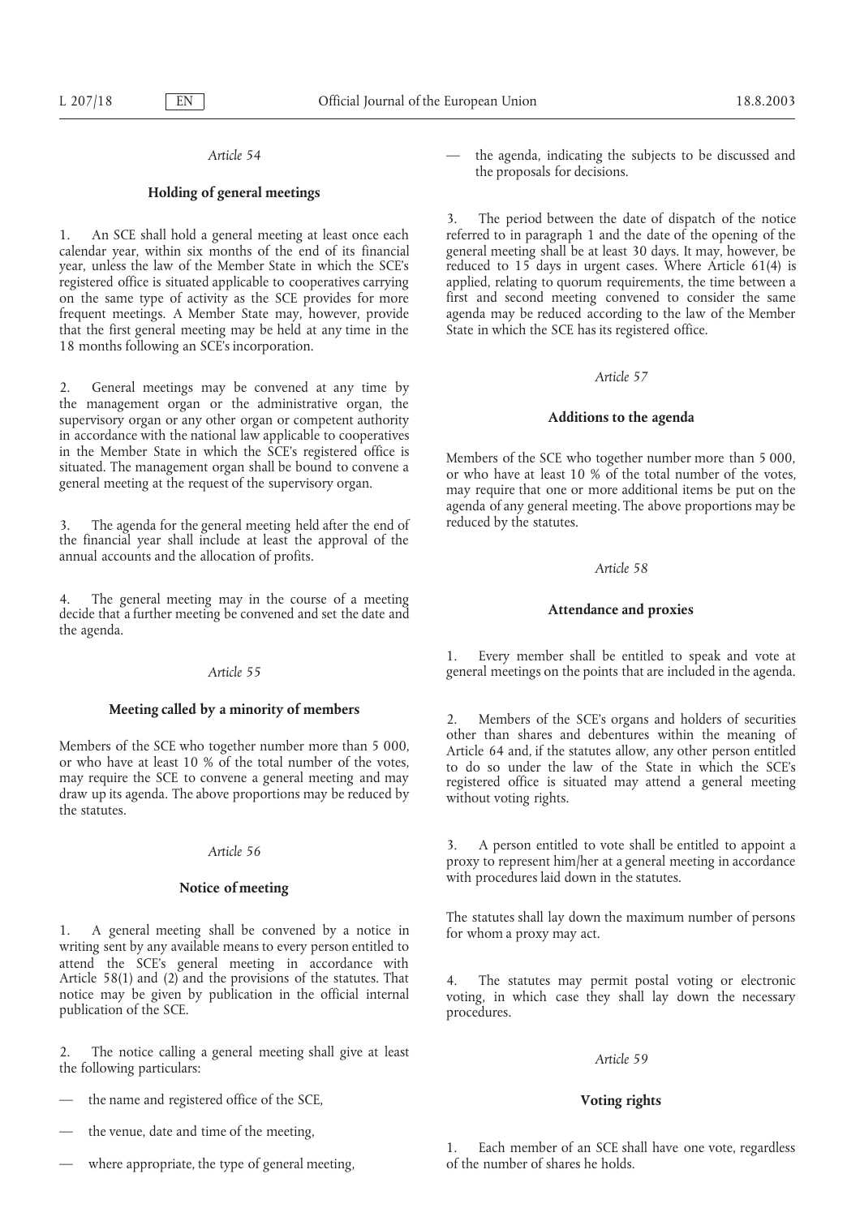*Article 54*

**Holding of general meetings**

1. An SCE shall hold a general meeting at least once each calendar year, within six months of the end of its financial year, unless the law of the Member State in which the SCE's registered office is situated applicable to cooperatives carrying on the same type of activity as the SCE provides for more frequent meetings. A Member State may, however, provide that the first general meeting may be held at any time in the 18 months following an SCE's incorporation.

2. General meetings may be convened at any time by the management organ or the administrative organ, the supervisory organ or any other organ or competent authority in accordance with the national law applicable to cooperatives in the Member State in which the SCE's registered office is situated. The management organ shall be bound to convene a general meeting at the request of the supervisory organ.

3. The agenda for the general meeting held after the end of the financial year shall include at least the approval of the annual accounts and the allocation of profits.

4. The general meeting may in the course of a meeting decide that a further meeting be convened and set the date and the agenda.

*Article 55*

**Meeting called by a minority of members**

Members of the SCE who together number more than 5 000, or who have at least 10 % of the total number of the votes, may require the SCE to convene a general meeting and may draw up its agenda. The above proportions may be reduced by the statutes.

*Article 56*

**Notice of meeting**

1. A general meeting shall be convened by a notice in writing sent by any available means to every person entitled to attend the SCE's general meeting in accordance with Article 58(1) and (2) and the provisions of the statutes. That notice may be given by publication in the official internal publication of the SCE.

2. The notice calling a general meeting shall give at least the following particulars:

— the name and registered office of the SCE,

— the venue, date and time of the meeting,

— where appropriate, the type of general meeting,

— the agenda, indicating the subjects to be discussed and the proposals for decisions.

3. The period between the date of dispatch of the notice referred to in paragraph 1 and the date of the opening of the general meeting shall be at least 30 days. It may, however, be reduced to 15 days in urgent cases. Where Article 61(4) is applied, relating to quorum requirements, the time between a first and second meeting convened to consider the same agenda may be reduced according to the law of the Member State in which the SCE has its registered office.

*Article 57*

**Additions to the agenda**

Members of the SCE who together number more than 5 000, or who have at least 10 % of the total number of the votes, may require that one or more additional items be put on the agenda of any general meeting. The above proportions may be reduced by the statutes.

*Article 58*

**Attendance and proxies**

1. Every member shall be entitled to speak and vote at general meetings on the points that are included in the agenda.

2. Members of the SCE's organs and holders of securities other than shares and debentures within the meaning of Article 64 and, if the statutes allow, any other person entitled to do so under the law of the State in which the SCE's registered office is situated may attend a general meeting without voting rights.

3. A person entitled to vote shall be entitled to appoint a proxy to represent him/her at a general meeting in accordance with procedures laid down in the statutes.

The statutes shall lay down the maximum number of persons for whom a proxy may act.

4. The statutes may permit postal voting or electronic voting, in which case they shall lay down the necessary procedures.

*Article 59*

**Voting rights**

1. Each member of an SCE shall have one vote, regardless of the number of shares he holds.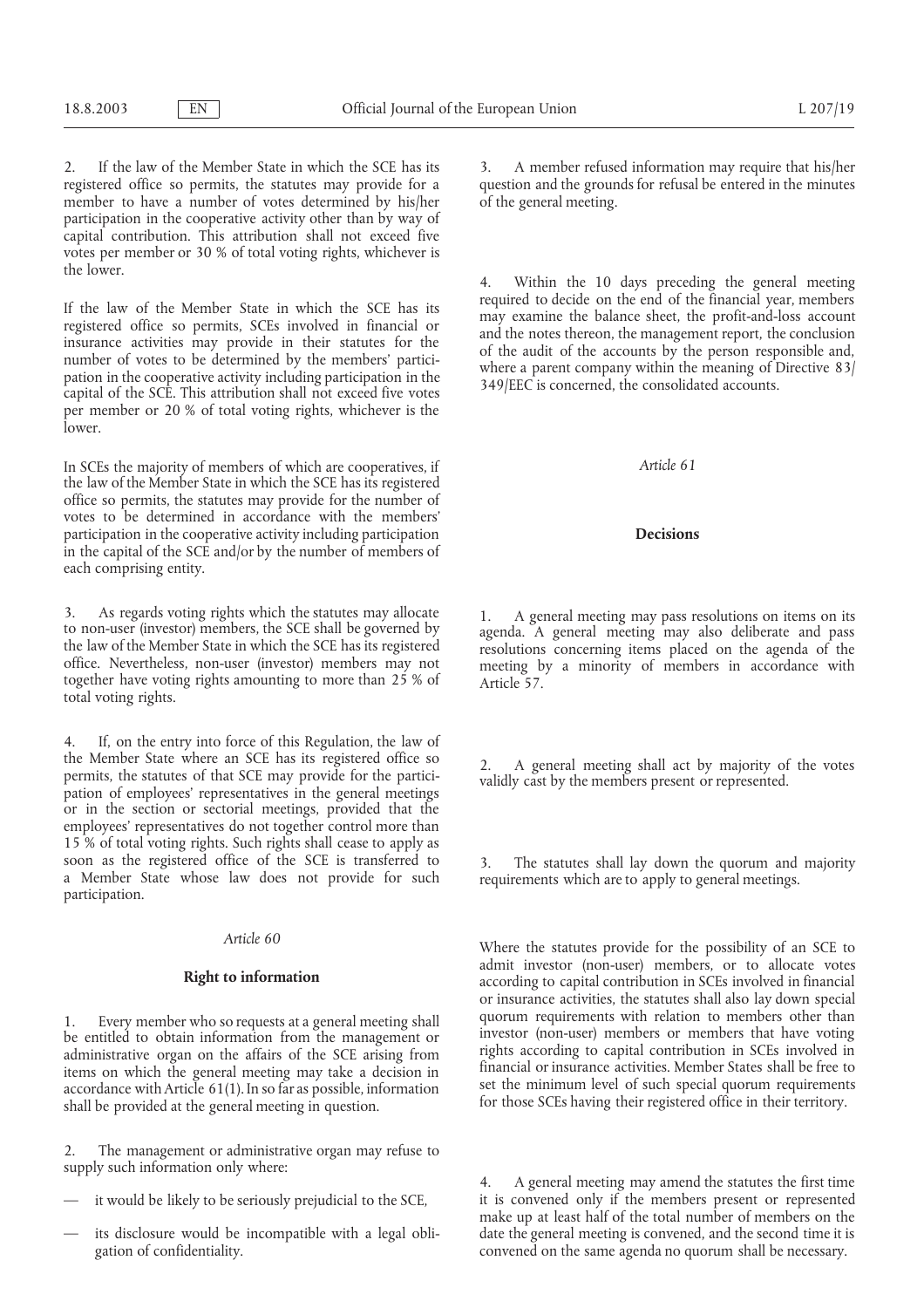2. If the law of the Member State in which the SCE has its registered office so permits, the statutes may provide for a member to have a number of votes determined by his/her participation in the cooperative activity other than by way of capital contribution. This attribution shall not exceed five votes per member or 30 % of total voting rights, whichever is the lower.

If the law of the Member State in which the SCE has its registered office so permits, SCEs involved in financial or insurance activities may provide in their statutes for the number of votes to be determined by the members' participation in the cooperative activity including participation in the capital of the SCE. This attribution shall not exceed five votes per member or 20 % of total voting rights, whichever is the lower.

In SCEs the majority of members of which are cooperatives, if the law of the Member State in which the SCE has its registered office so permits, the statutes may provide for the number of votes to be determined in accordance with the members' participation in the cooperative activity including participation in the capital of the SCE and/or by the number of members of each comprising entity.

3. As regards voting rights which the statutes may allocate to non-user (investor) members, the SCE shall be governed by the law of the Member State in which the SCE has its registered office. Nevertheless, non-user (investor) members may not together have voting rights amounting to more than 25 % of total voting rights.

4. If, on the entry into force of this Regulation, the law of the Member State where an SCE has its registered office so permits, the statutes of that SCE may provide for the participation of employees' representatives in the general meetings or in the section or sectorial meetings, provided that the employees' representatives do not together control more than 15 % of total voting rights. Such rights shall cease to apply as soon as the registered office of the SCE is transferred to a Member State whose law does not provide for such participation.

*Article 60*

**Right to information**

1. Every member who so requests at a general meeting shall be entitled to obtain information from the management or administrative organ on the affairs of the SCE arising from items on which the general meeting may take a decision in accordance with Article 61(1). In so far as possible, information shall be provided at the general meeting in question.

2. The management or administrative organ may refuse to supply such information only where:

— it would be likely to be seriously prejudicial to the SCE,

— its disclosure would be incompatible with a legal obligation of confidentiality.

3. A member refused information may require that his/her question and the grounds for refusal be entered in the minutes of the general meeting.

4. Within the 10 days preceding the general meeting required to decide on the end of the financial year, members may examine the balance sheet, the profit-and-loss account and the notes thereon, the management report, the conclusion of the audit of the accounts by the person responsible and, where a parent company within the meaning of Directive 83/349/EEC is concerned, the consolidated accounts.

*Article 61*

**Decisions**

1. A general meeting may pass resolutions on items on its agenda. A general meeting may also deliberate and pass resolutions concerning items placed on the agenda of the meeting by a minority of members in accordance with Article 57.

2. A general meeting shall act by majority of the votes validly cast by the members present or represented.

3. The statutes shall lay down the quorum and majority requirements which are to apply to general meetings.

Where the statutes provide for the possibility of an SCE to admit investor (non-user) members, or to allocate votes according to capital contribution in SCEs involved in financial or insurance activities, the statutes shall also lay down special quorum requirements with relation to members other than investor (non-user) members or members that have voting rights according to capital contribution in SCEs involved in financial or insurance activities. Member States shall be free to set the minimum level of such special quorum requirements for those SCEs having their registered office in their territory.

4. A general meeting may amend the statutes the first time it is convened only if the members present or represented make up at least half of the total number of members on the date the general meeting is convened, and the second time it is convened on the same agenda no quorum shall be necessary.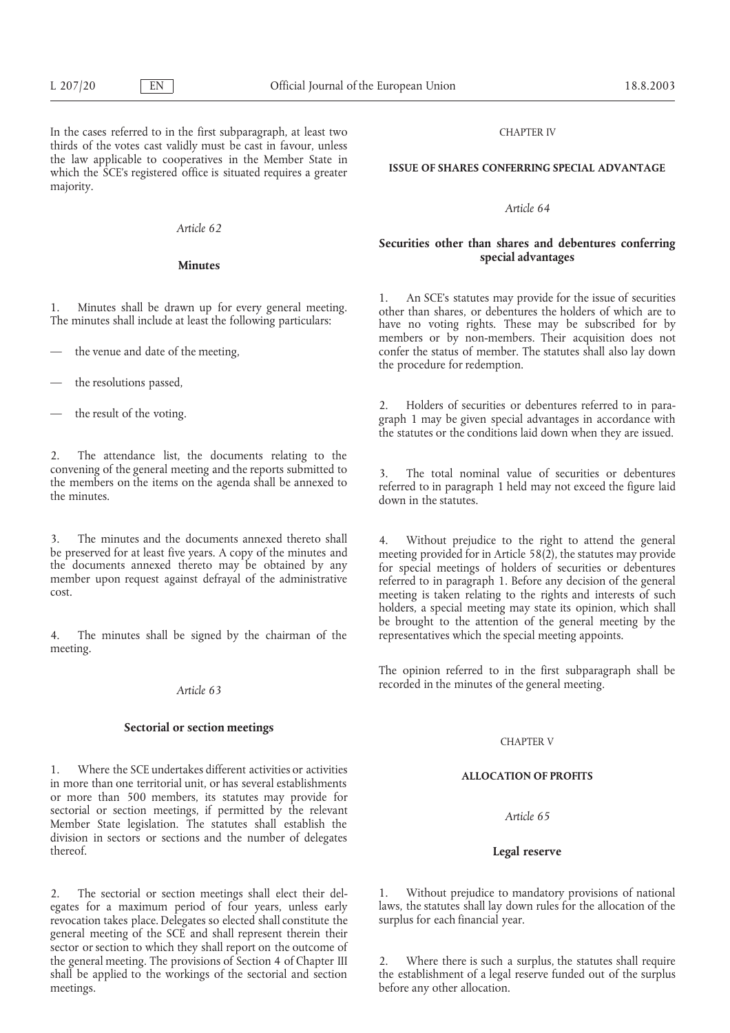In the cases referred to in the first subparagraph, at least two thirds of the votes cast validly must be cast in favour, unless the law applicable to cooperatives in the Member State in which the SCE's registered office is situated requires a greater majority.

*Article 62*

**Minutes**

1. Minutes shall be drawn up for every general meeting. The minutes shall include at least the following particulars:

— the venue and date of the meeting,

— the resolutions passed,

— the result of the voting.

2. The attendance list, the documents relating to the convening of the general meeting and the reports submitted to the members on the items on the agenda shall be annexed to the minutes.

3. The minutes and the documents annexed thereto shall be preserved for at least five years. A copy of the minutes and the documents annexed thereto may be obtained by any member upon request against defrayal of the administrative cost.

4. The minutes shall be signed by the chairman of the meeting.

*Article 63*

**Sectorial or section meetings**

1. Where the SCE undertakes different activities or activities in more than one territorial unit, or has several establishments or more than 500 members, its statutes may provide for sectorial or section meetings, if permitted by the relevant Member State legislation. The statutes shall establish the division in sectors or sections and the number of delegates thereof.

2. The sectorial or section meetings shall elect their delegates for a maximum period of four years, unless early revocation takes place. Delegates so elected shall constitute the general meeting of the SCE and shall represent therein their sector or section to which they shall report on the outcome of the general meeting. The provisions of Section 4 of Chapter III shall be applied to the workings of the sectorial and section meetings.

CHAPTER IV

**ISSUE OF SHARES CONFERRING SPECIAL ADVANTAGE**

*Article 64*

**Securities other than shares and debentures conferring special advantages**

1. An SCE's statutes may provide for the issue of securities other than shares, or debentures the holders of which are to have no voting rights. These may be subscribed for by members or by non-members. Their acquisition does not confer the status of member. The statutes shall also lay down the procedure for redemption.

2. Holders of securities or debentures referred to in paragraph 1 may be given special advantages in accordance with the statutes or the conditions laid down when they are issued.

3. The total nominal value of securities or debentures referred to in paragraph 1 held may not exceed the figure laid down in the statutes.

4. Without prejudice to the right to attend the general meeting provided for in Article 58(2), the statutes may provide for special meetings of holders of securities or debentures referred to in paragraph 1. Before any decision of the general meeting is taken relating to the rights and interests of such holders, a special meeting may state its opinion, which shall be brought to the attention of the general meeting by the representatives which the special meeting appoints.

The opinion referred to in the first subparagraph shall be recorded in the minutes of the general meeting.

CHAPTER V

**ALLOCATION OF PROFITS**

*Article 65*

**Legal reserve**

1. Without prejudice to mandatory provisions of national laws, the statutes shall lay down rules for the allocation of the surplus for each financial year.

2. Where there is such a surplus, the statutes shall require the establishment of a legal reserve funded out of the surplus before any other allocation.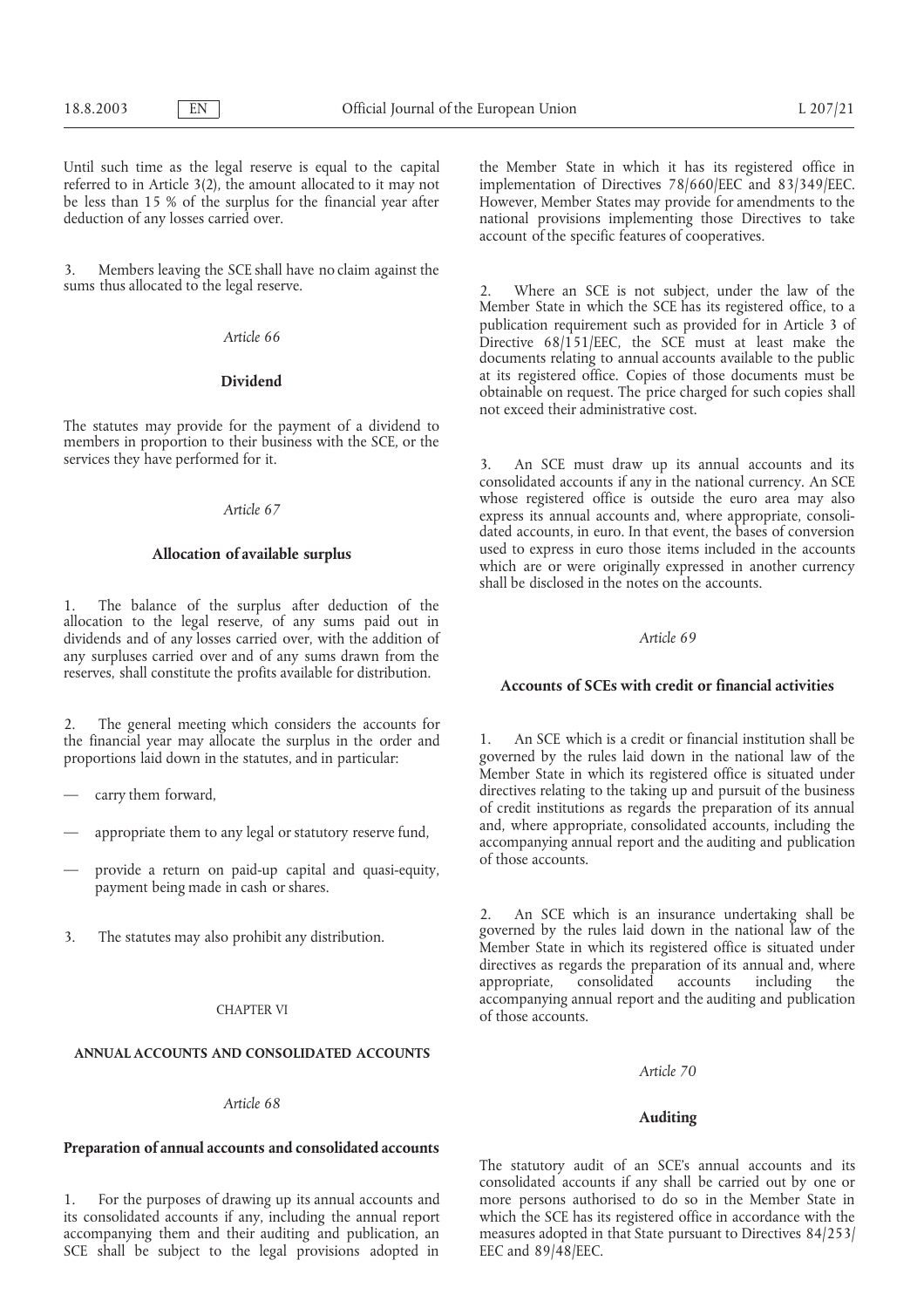Until such time as the legal reserve is equal to the capital referred to in Article 3(2), the amount allocated to it may not be less than 15 % of the surplus for the financial year after deduction of any losses carried over.

3. Members leaving the SCE shall have no claim against the sums thus allocated to the legal reserve.

*Article 66*

**Dividend**

The statutes may provide for the payment of a dividend to members in proportion to their business with the SCE, or the services they have performed for it.

*Article 67*

**Allocation of available surplus**

1. The balance of the surplus after deduction of the allocation to the legal reserve, of any sums paid out in dividends and of any losses carried over, with the addition of any surpluses carried over and of any sums drawn from the reserves, shall constitute the profits available for distribution.

2. The general meeting which considers the accounts for the financial year may allocate the surplus in the order and proportions laid down in the statutes, and in particular:

— carry them forward,

— appropriate them to any legal or statutory reserve fund,

— provide a return on paid-up capital and quasi-equity, payment being made in cash or shares.

3. The statutes may also prohibit any distribution.

CHAPTER VI

**ANNUAL ACCOUNTS AND CONSOLIDATED ACCOUNTS**

*Article 68*

**Preparation of annual accounts and consolidated accounts**

1. For the purposes of drawing up its annual accounts and its consolidated accounts if any, including the annual report accompanying them and their auditing and publication, an SCE shall be subject to the legal provisions adopted in the Member State in which it has its registered office in implementation of Directives 78/660/EEC and 83/349/EEC. However, Member States may provide for amendments to the national provisions implementing those Directives to take account of the specific features of cooperatives.

2. Where an SCE is not subject, under the law of the Member State in which the SCE has its registered office, to a publication requirement such as provided for in Article 3 of Directive 68/151/EEC, the SCE must at least make the documents relating to annual accounts available to the public at its registered office. Copies of those documents must be obtainable on request. The price charged for such copies shall not exceed their administrative cost.

3. An SCE must draw up its annual accounts and its consolidated accounts if any in the national currency. An SCE whose registered office is outside the euro area may also express its annual accounts and, where appropriate, consolidated accounts, in euro. In that event, the bases of conversion used to express in euro those items included in the accounts which are or were originally expressed in another currency shall be disclosed in the notes on the accounts.

*Article 69*

**Accounts of SCEs with credit or financial activities**

1. An SCE which is a credit or financial institution shall be governed by the rules laid down in the national law of the Member State in which its registered office is situated under directives relating to the taking up and pursuit of the business of credit institutions as regards the preparation of its annual and, where appropriate, consolidated accounts, including the accompanying annual report and the auditing and publication of those accounts.

2. An SCE which is an insurance undertaking shall be governed by the rules laid down in the national law of the Member State in which its registered office is situated under directives as regards the preparation of its annual and, where appropriate, consolidated accounts including the accompanying annual report and the auditing and publication of those accounts.

*Article 70*

**Auditing**

The statutory audit of an SCE's annual accounts and its consolidated accounts if any shall be carried out by one or more persons authorised to do so in the Member State in which the SCE has its registered office in accordance with the measures adopted in that State pursuant to Directives 84/253/EEC and 89/48/EEC.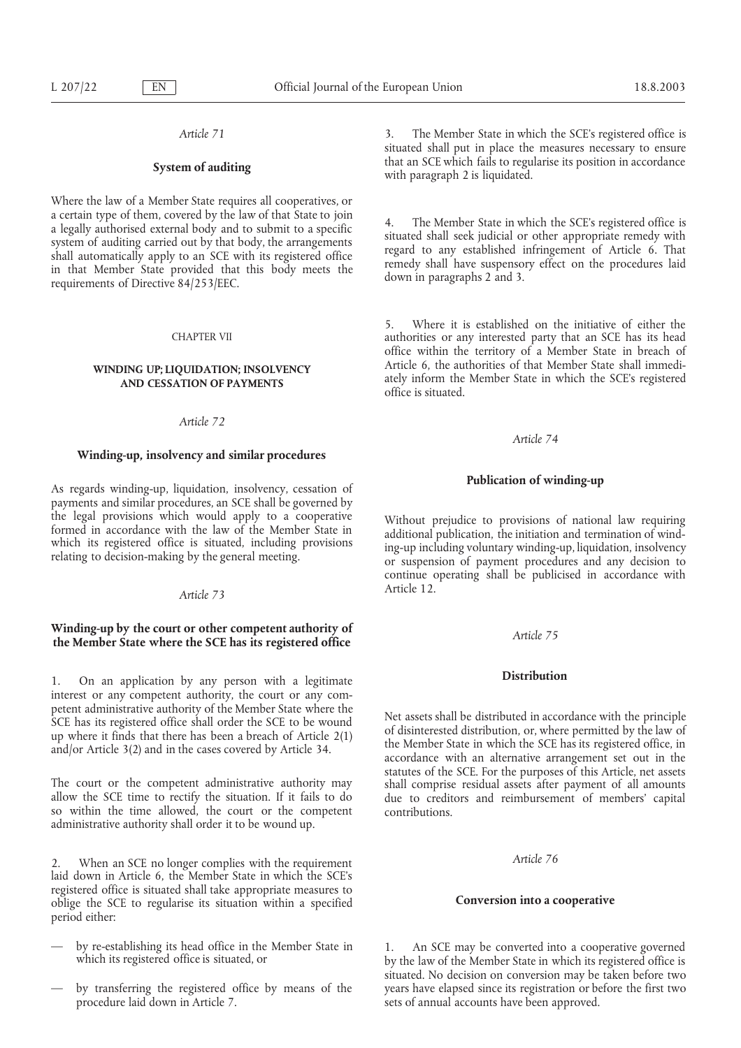*Article 71*

**System of auditing**

Where the law of a Member State requires all cooperatives, or a certain type of them, covered by the law of that State to join a legally authorised external body and to submit to a specific system of auditing carried out by that body, the arrangements shall automatically apply to an SCE with its registered office in that Member State provided that this body meets the requirements of Directive 84/253/EEC.

CHAPTER VII

## WINDING UP; LIQUIDATION; INSOLVENCY AND CESSATION OF PAYMENTS

*Article 72*

**Winding-up, insolvency and similar procedures**

As regards winding-up, liquidation, insolvency, cessation of payments and similar procedures, an SCE shall be governed by the legal provisions which would apply to a cooperative formed in accordance with the law of the Member State in which its registered office is situated, including provisions relating to decision-making by the general meeting.

*Article 73*

**Winding-up by the court or other competent authority of the Member State where the SCE has its registered office**

1. On an application by any person with a legitimate interest or any competent authority, the court or any competent administrative authority of the Member State where the SCE has its registered office shall order the SCE to be wound up where it finds that there has been a breach of Article 2(1) and/or Article 3(2) and in the cases covered by Article 34.

The court or the competent administrative authority may allow the SCE time to rectify the situation. If it fails to do so within the time allowed, the court or the competent administrative authority shall order it to be wound up.

2. When an SCE no longer complies with the requirement laid down in Article 6, the Member State in which the SCE's registered office is situated shall take appropriate measures to oblige the SCE to regularise its situation within a specified period either:

— by re-establishing its head office in the Member State in which its registered office is situated, or

— by transferring the registered office by means of the procedure laid down in Article 7.

3. The Member State in which the SCE's registered office is situated shall put in place the measures necessary to ensure that an SCE which fails to regularise its position in accordance with paragraph 2 is liquidated.

4. The Member State in which the SCE's registered office is situated shall seek judicial or other appropriate remedy with regard to any established infringement of Article 6. That remedy shall have suspensory effect on the procedures laid down in paragraphs 2 and 3.

5. Where it is established on the initiative of either the authorities or any interested party that an SCE has its head office within the territory of a Member State in breach of Article 6, the authorities of that Member State shall immediately inform the Member State in which the SCE's registered office is situated.

*Article 74*

**Publication of winding-up**

Without prejudice to provisions of national law requiring additional publication, the initiation and termination of winding-up including voluntary winding-up, liquidation, insolvency or suspension of payment procedures and any decision to continue operating shall be publicised in accordance with Article 12.

*Article 75*

**Distribution**

Net assets shall be distributed in accordance with the principle of disinterested distribution, or, where permitted by the law of the Member State in which the SCE has its registered office, in accordance with an alternative arrangement set out in the statutes of the SCE. For the purposes of this Article, net assets shall comprise residual assets after payment of all amounts due to creditors and reimbursement of members' capital contributions.

*Article 76*

**Conversion into a cooperative**

1. An SCE may be converted into a cooperative governed by the law of the Member State in which its registered office is situated. No decision on conversion may be taken before two years have elapsed since its registration or before the first two sets of annual accounts have been approved.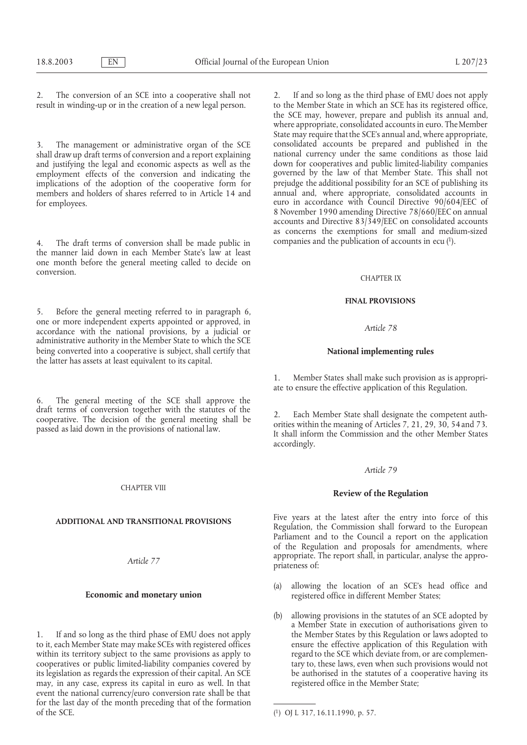2. The conversion of an SCE into a cooperative shall not result in winding-up or in the creation of a new legal person.

3. The management or administrative organ of the SCE shall draw up draft terms of conversion and a report explaining and justifying the legal and economic aspects as well as the employment effects of the conversion and indicating the implications of the adoption of the cooperative form for members and holders of shares referred to in Article 14 and for employees.

4. The draft terms of conversion shall be made public in the manner laid down in each Member State's law at least one month before the general meeting called to decide on conversion.

5. Before the general meeting referred to in paragraph 6, one or more independent experts appointed or approved, in accordance with the national provisions, by a judicial or administrative authority in the Member State to which the SCE being converted into a cooperative is subject, shall certify that the latter has assets at least equivalent to its capital.

6. The general meeting of the SCE shall approve the draft terms of conversion together with the statutes of the cooperative. The decision of the general meeting shall be passed as laid down in the provisions of national law.

CHAPTER VIII

## ADDITIONAL AND TRANSITIONAL PROVISIONS

*Article 77*

### Economic and monetary union

1. If and so long as the third phase of EMU does not apply to it, each Member State may make SCEs with registered offices within its territory subject to the same provisions as apply to cooperatives or public limited-liability companies covered by its legislation as regards the expression of their capital. An SCE may, in any case, express its capital in euro as well. In that event the national currency/euro conversion rate shall be that for the last day of the month preceding that of the formation of the SCE.

2. If and so long as the third phase of EMU does not apply to the Member State in which an SCE has its registered office, the SCE may, however, prepare and publish its annual and, where appropriate, consolidated accounts in euro. The Member State may require that the SCE's annual and, where appropriate, consolidated accounts be prepared and published in the national currency under the same conditions as those laid down for cooperatives and public limited-liability companies governed by the law of that Member State. This shall not prejudge the additional possibility for an SCE of publishing its annual and, where appropriate, consolidated accounts in euro in accordance with Council Directive 90/604/EEC of 8 November 1990 amending Directive 78/660/EEC on annual accounts and Directive 83/349/EEC on consolidated accounts as concerns the exemptions for small and medium-sized companies and the publication of accounts in ecu [1].

CHAPTER IX

## FINAL PROVISIONS

*Article 78*

### National implementing rules

1. Member States shall make such provision as is appropriate to ensure the effective application of this Regulation.

2. Each Member State shall designate the competent authorities within the meaning of Articles 7, 21, 29, 30, 54 and 73. It shall inform the Commission and the other Member States accordingly.

*Article 79*

### Review of the Regulation

Five years at the latest after the entry into force of this Regulation, the Commission shall forward to the European Parliament and to the Council a report on the application of the Regulation and proposals for amendments, where appropriate. The report shall, in particular, analyse the appropriateness of:

(a) allowing the location of an SCE's head office and registered office in different Member States;

(b) allowing provisions in the statutes of an SCE adopted by a Member State in execution of authorisations given to the Member States by this Regulation or laws adopted to ensure the effective application of this Regulation with regard to the SCE which deviate from, or are complementary to, these laws, even when such provisions would not be authorised in the statutes of a cooperative having its registered office in the Member State;

[1] OJ L 317, 16.11.1990, p. 57.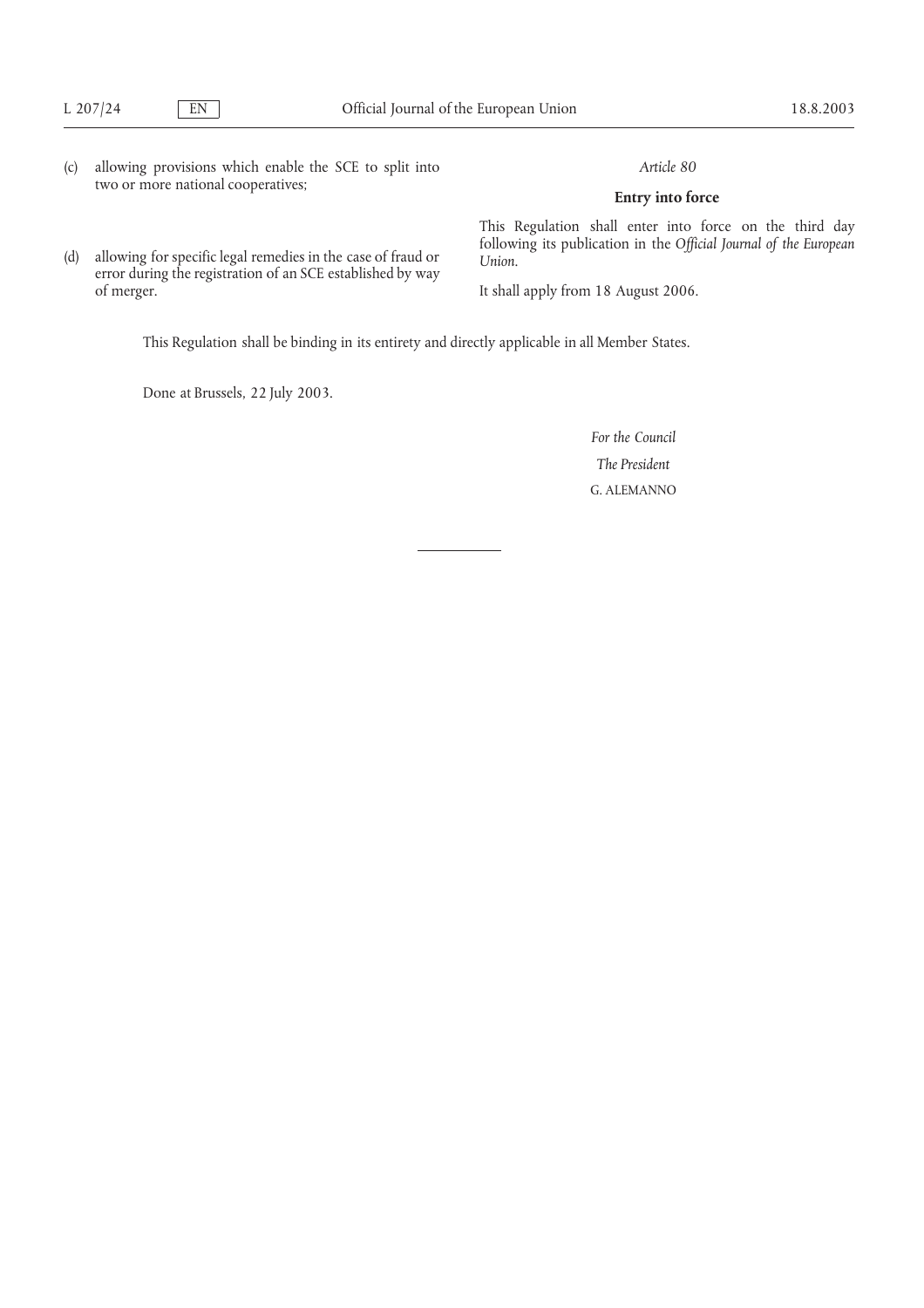(c) allowing provisions which enable the SCE to split into two or more national cooperatives;

(d) allowing for specific legal remedies in the case of fraud or error during the registration of an SCE established by way of merger.

*Article 80*

**Entry into force**

This Regulation shall enter into force on the third day following its publication in the *Official Journal of the European Union*.

It shall apply from 18 August 2006.

This Regulation shall be binding in its entirety and directly applicable in all Member States.

Done at Brussels, 22 July 2003.

*For the Council*

*The President*

G. ALEMANNO